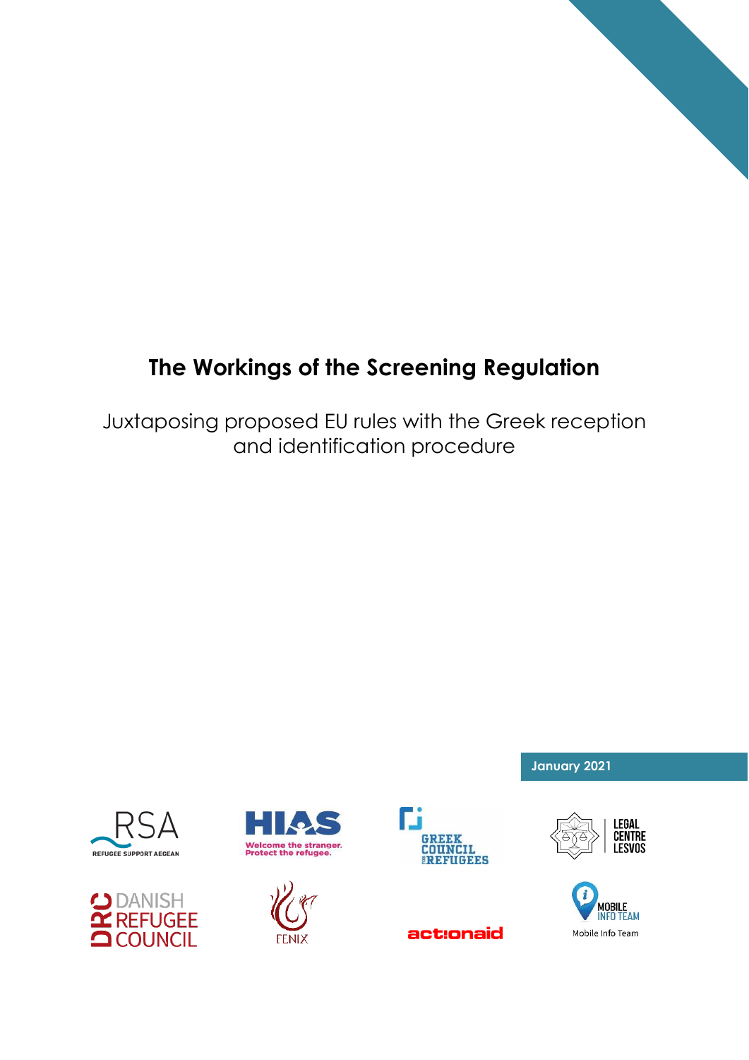# The Workings of the Screening Regulation

Juxtaposing proposed EU rules with the Greek reception and identification procedure

January 2021

RSA REFUGEE SUPPORT AEGEAN

HIAS Welcome the stranger. Protect the refugee.

GREEK COUNCIL FOR REFUGEES

LEGAL CENTRE LESVOS

DANISH REFUGEE COUNCIL

FENIX

actionaid

MOBILE INFO TEAM

Mobile Info Team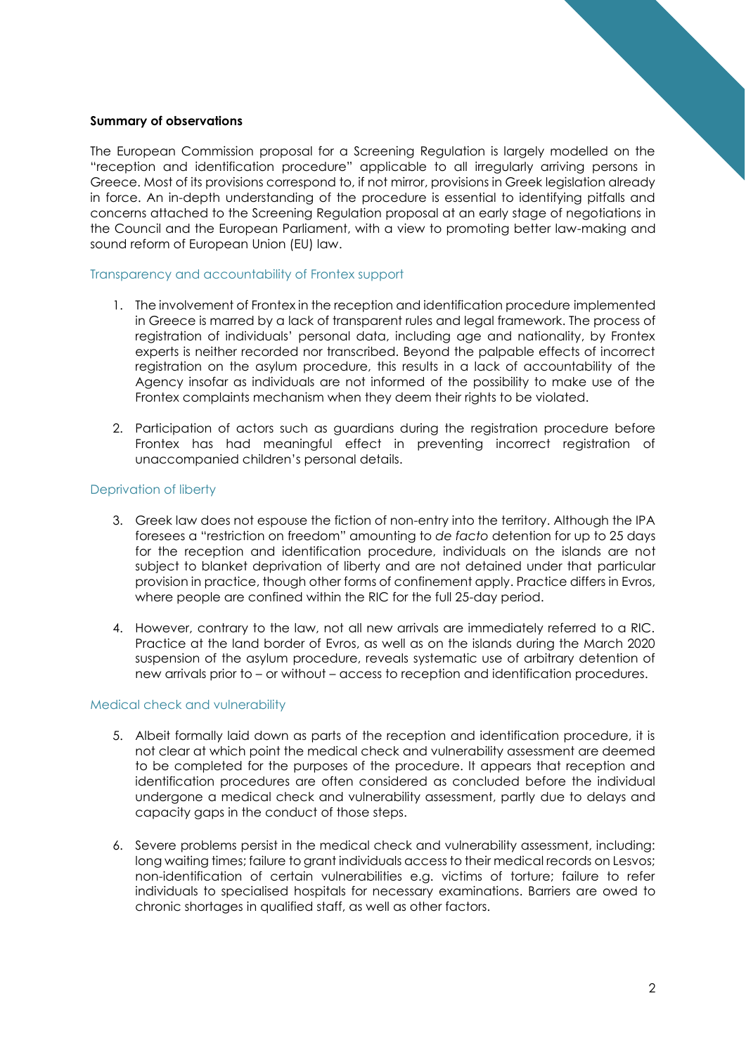**Summary of observations**

The European Commission proposal for a Screening Regulation is largely modelled on the "reception and identification procedure" applicable to all irregularly arriving persons in Greece. Most of its provisions correspond to, if not mirror, provisions in Greek legislation already in force. An in-depth understanding of the procedure is essential to identifying pitfalls and concerns attached to the Screening Regulation proposal at an early stage of negotiations in the Council and the European Parliament, with a view to promoting better law-making and sound reform of European Union (EU) law.

## Transparency and accountability of Frontex support

1. The involvement of Frontex in the reception and identification procedure implemented in Greece is marred by a lack of transparent rules and legal framework. The process of registration of individuals' personal data, including age and nationality, by Frontex experts is neither recorded nor transcribed. Beyond the palpable effects of incorrect registration on the asylum procedure, this results in a lack of accountability of the Agency insofar as individuals are not informed of the possibility to make use of the Frontex complaints mechanism when they deem their rights to be violated.

2. Participation of actors such as guardians during the registration procedure before Frontex has had meaningful effect in preventing incorrect registration of unaccompanied children's personal details.

## Deprivation of liberty

3. Greek law does not espouse the fiction of non-entry into the territory. Although the IPA foresees a "restriction on freedom" amounting to *de facto* detention for up to 25 days for the reception and identification procedure, individuals on the islands are not subject to blanket deprivation of liberty and are not detained under that particular provision in practice, though other forms of confinement apply. Practice differs in Evros, where people are confined within the RIC for the full 25-day period.

4. However, contrary to the law, not all new arrivals are immediately referred to a RIC. Practice at the land border of Evros, as well as on the islands during the March 2020 suspension of the asylum procedure, reveals systematic use of arbitrary detention of new arrivals prior to – or without – access to reception and identification procedures.

## Medical check and vulnerability

5. Albeit formally laid down as parts of the reception and identification procedure, it is not clear at which point the medical check and vulnerability assessment are deemed to be completed for the purposes of the procedure. It appears that reception and identification procedures are often considered as concluded before the individual undergone a medical check and vulnerability assessment, partly due to delays and capacity gaps in the conduct of those steps.

6. Severe problems persist in the medical check and vulnerability assessment, including: long waiting times; failure to grant individuals access to their medical records on Lesvos; non-identification of certain vulnerabilities e.g. victims of torture; failure to refer individuals to specialised hospitals for necessary examinations. Barriers are owed to chronic shortages in qualified staff, as well as other factors.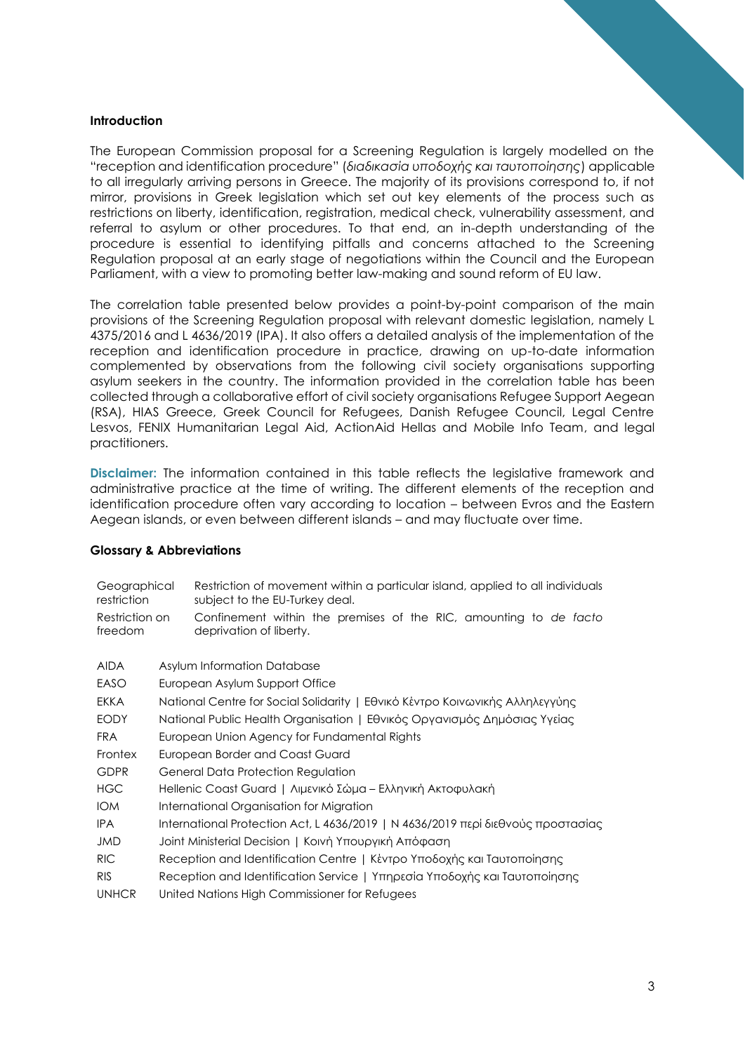**Introduction**

The European Commission proposal for a Screening Regulation is largely modelled on the "reception and identification procedure" (*διαδικασία υποδοχής και ταυτοποίησης*) applicable to all irregularly arriving persons in Greece. The majority of its provisions correspond to, if not mirror, provisions in Greek legislation which set out key elements of the process such as restrictions on liberty, identification, registration, medical check, vulnerability assessment, and referral to asylum or other procedures. To that end, an in-depth understanding of the procedure is essential to identifying pitfalls and concerns attached to the Screening Regulation proposal at an early stage of negotiations within the Council and the European Parliament, with a view to promoting better law-making and sound reform of EU law.

The correlation table presented below provides a point-by-point comparison of the main provisions of the Screening Regulation proposal with relevant domestic legislation, namely L 4375/2016 and L 4636/2019 (IPA). It also offers a detailed analysis of the implementation of the reception and identification procedure in practice, drawing on up-to-date information complemented by observations from the following civil society organisations supporting asylum seekers in the country. The information provided in the correlation table has been collected through a collaborative effort of civil society organisations Refugee Support Aegean (RSA), HIAS Greece, Greek Council for Refugees, Danish Refugee Council, Legal Centre Lesvos, FENIX Humanitarian Legal Aid, ActionAid Hellas and Mobile Info Team, and legal practitioners.

**Disclaimer:** The information contained in this table reflects the legislative framework and administrative practice at the time of writing. The different elements of the reception and identification procedure often vary according to location – between Evros and the Eastern Aegean islands, or even between different islands – and may fluctuate over time.

**Glossary & Abbreviations**

| | |
|---|---|
| Geographical restriction | Restriction of movement within a particular island, applied to all individuals subject to the EU-Turkey deal. |
| Restriction on freedom | Confinement within the premises of the RIC, amounting to *de facto* deprivation of liberty. |

| | |
|---|---|
| AIDA | Asylum Information Database |
| EASO | European Asylum Support Office |
| EKKA | National Centre for Social Solidarity \| Εθνικό Κέντρο Κοινωνικής Αλληλεγγύης |
| EODY | National Public Health Organisation \| Εθνικός Οργανισμός Δημόσιας Υγείας |
| FRA | European Union Agency for Fundamental Rights |
| Frontex | European Border and Coast Guard |
| GDPR | General Data Protection Regulation |
| HGC | Hellenic Coast Guard \| Λιμενικό Σώμα – Ελληνική Ακτοφυλακή |
| IOM | International Organisation for Migration |
| IPA | International Protection Act, L 4636/2019 \| Ν 4636/2019 περί διεθνούς προστασίας |
| JMD | Joint Ministerial Decision \| Κοινή Υπουργική Απόφαση |
| RIC | Reception and Identification Centre \| Κέντρο Υποδοχής και Ταυτοποίησης |
| RIS | Reception and Identification Service \| Υπηρεσία Υποδοχής και Ταυτοποίησης |
| UNHCR | United Nations High Commissioner for Refugees |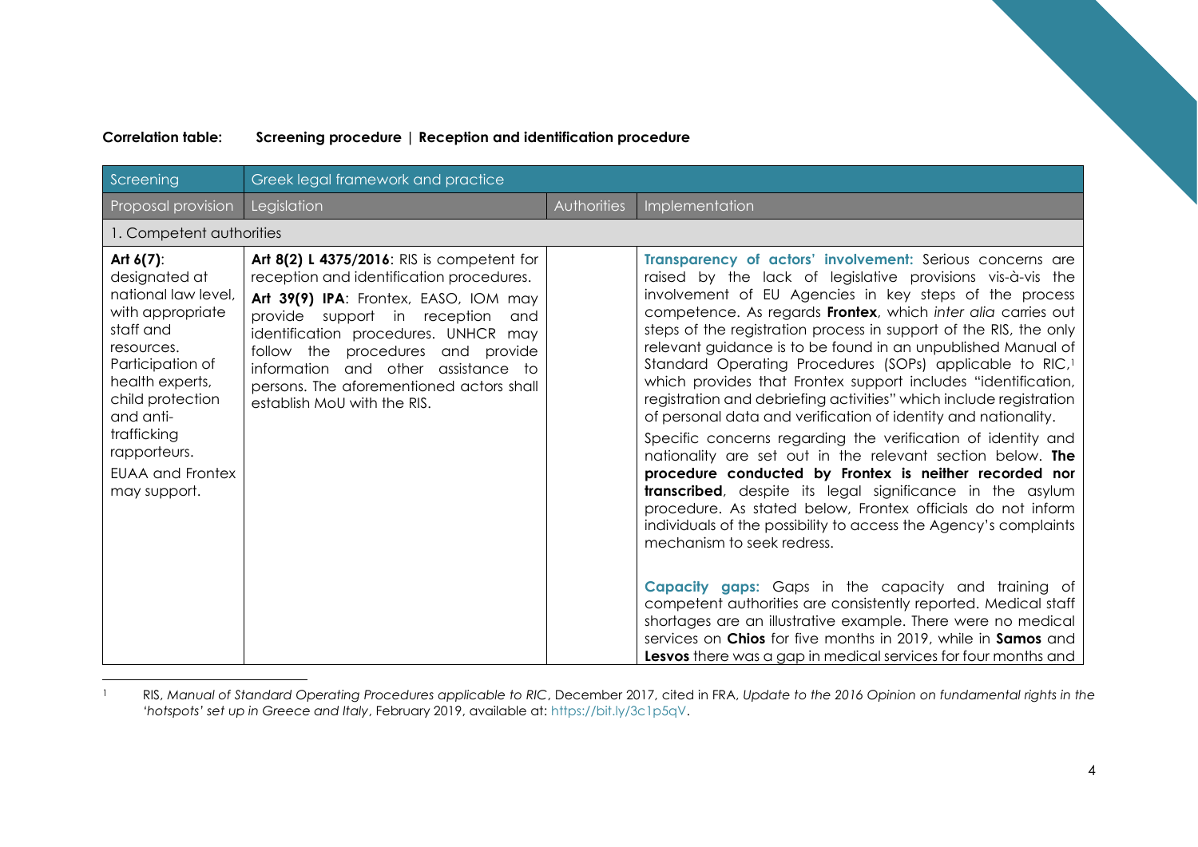**Correlation table: Screening procedure | Reception and identification procedure**

| Screening | Greek legal framework and practice | | |
|---|---|---|---|
| Proposal provision | Legislation | Authorities | Implementation |
| 1. Competent authorities | | | |
| **Art 6(7)**: designated at national law level, with appropriate staff and resources. Participation of health experts, child protection and anti-trafficking rapporteurs. EUAA and Frontex may support. | **Art 8(2) L 4375/2016**: RIS is competent for reception and identification procedures. **Art 39(9) IPA**: Frontex, EASO, IOM may provide support in reception and identification procedures. UNHCR may follow the procedures and provide information and other assistance to persons. The aforementioned actors shall establish MoU with the RIS. | | **Transparency of actors' involvement:** Serious concerns are raised by the lack of legislative provisions vis-à-vis the involvement of EU Agencies in key steps of the process competence. As regards **Frontex**, which *inter alia* carries out steps of the registration process in support of the RIS, the only relevant guidance is to be found in an unpublished Manual of Standard Operating Procedures (SOPs) applicable to RIC,[1] which provides that Frontex support includes "identification, registration and debriefing activities" which include registration of personal data and verification of identity and nationality. Specific concerns regarding the verification of identity and nationality are set out in the relevant section below. **The procedure conducted by Frontex is neither recorded nor transcribed**, despite its legal significance in the asylum procedure. As stated below, Frontex officials do not inform individuals of the possibility to access the Agency's complaints mechanism to seek redress. **Capacity gaps:** Gaps in the capacity and training of competent authorities are consistently reported. Medical staff shortages are an illustrative example. There were no medical services on **Chios** for five months in 2019, while in **Samos** and **Lesvos** there was a gap in medical services for four months and |

[1] RIS, *Manual of Standard Operating Procedures applicable to RIC*, December 2017, cited in FRA, *Update to the 2016 Opinion on fundamental rights in the 'hotspots' set up in Greece and Italy*, February 2019, available at: https://bit.ly/3c1p5qV.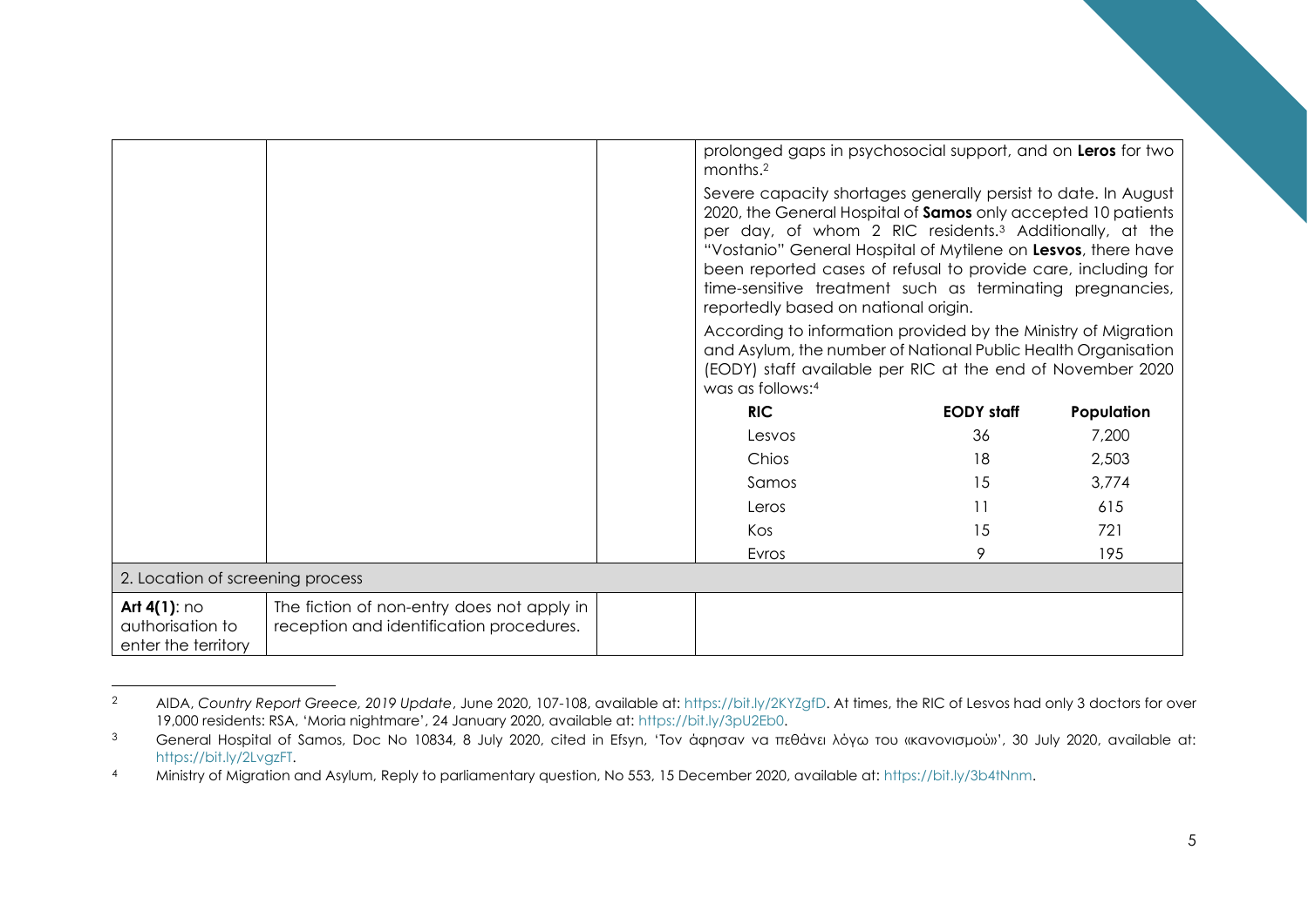| | | | |
|---|---|---|---|
| | | | prolonged gaps in psychosocial support, and on **Leros** for two months.[2]<br><br>Severe capacity shortages generally persist to date. In August 2020, the General Hospital of **Samos** only accepted 10 patients per day, of whom 2 RIC residents.[3] Additionally, at the "Vostanio" General Hospital of Mytilene on **Lesvos**, there have been reported cases of refusal to provide care, including for time-sensitive treatment such as terminating pregnancies, reportedly based on national origin.<br><br>According to information provided by the Ministry of Migration and Asylum, the number of National Public Health Organisation (EODY) staff available per RIC at the end of November 2020 was as follows:[4]<br><br>**RIC** / **EODY staff** / **Population**<br>Lesvos / 36 / 7,200<br>Chios / 18 / 2,503<br>Samos / 15 / 3,774<br>Leros / 11 / 615<br>Kos / 15 / 721<br>Evros / 9 / 195 |
| 2. Location of screening process | | | |
| **Art 4(1)**: no authorisation to enter the territory | The fiction of non-entry does not apply in reception and identification procedures. | | |

| RIC | EODY staff | Population |
|---|---|---|
| Lesvos | 36 | 7,200 |
| Chios | 18 | 2,503 |
| Samos | 15 | 3,774 |
| Leros | 11 | 615 |
| Kos | 15 | 721 |
| Evros | 9 | 195 |

---

[2] AIDA, *Country Report Greece, 2019 Update*, June 2020, 107-108, available at: https://bit.ly/2KYZgfD. At times, the RIC of Lesvos had only 3 doctors for over 19,000 residents: RSA, 'Moria nightmare', 24 January 2020, available at: https://bit.ly/3pU2Eb0.

[3] General Hospital of Samos, Doc No 10834, 8 July 2020, cited in Efsyn, 'Τον άφησαν να πεθάνει λόγω του «κανονισμού»', 30 July 2020, available at: https://bit.ly/2LvgzFT.

[4] Ministry of Migration and Asylum, Reply to parliamentary question, No 553, 15 December 2020, available at: https://bit.ly/3b4tNnm.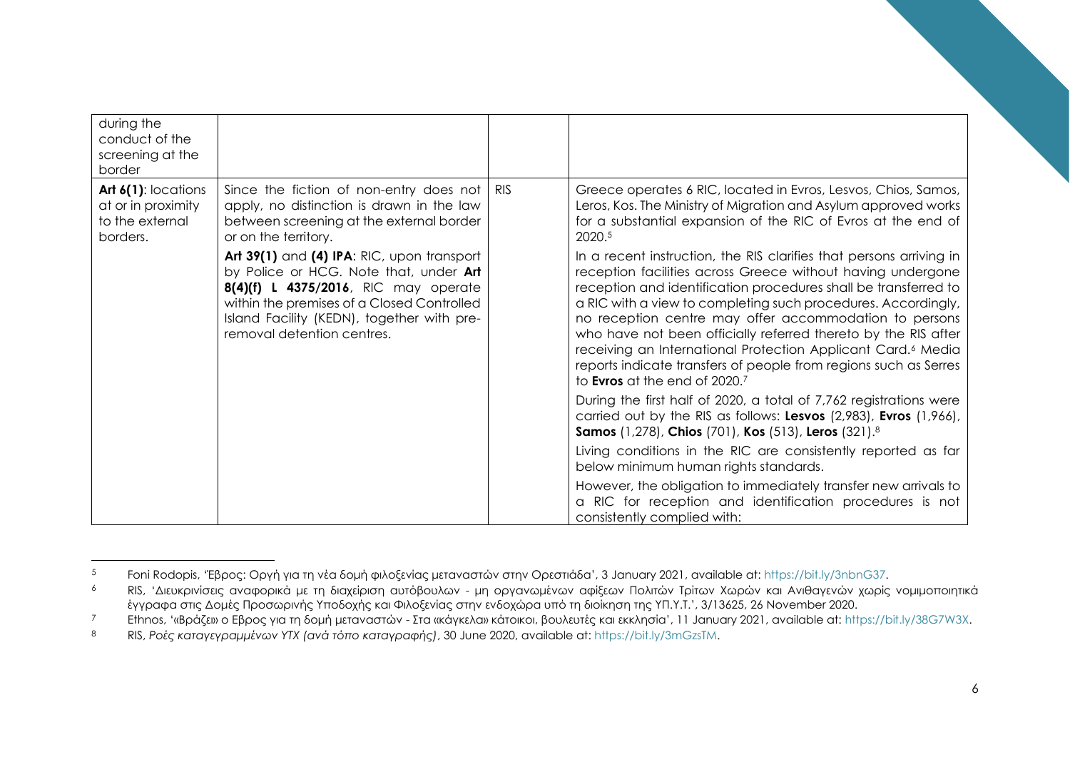| during the conduct of the screening at the border | | | |
|---|---|---|---|
| **Art 6(1)**: locations at or in proximity to the external borders. | Since the fiction of non-entry does not apply, no distinction is drawn in the law between screening at the external border or on the territory.<br><br>**Art 39(1)** and **(4) IPA**: RIC, upon transport by Police or HCG. Note that, under **Art 8(4)(f) L 4375/2016**, RIC may operate within the premises of a Closed Controlled Island Facility (KEDN), together with pre-removal detention centres. | RIS | Greece operates 6 RIC, located in Evros, Lesvos, Chios, Samos, Leros, Kos. The Ministry of Migration and Asylum approved works for a substantial expansion of the RIC of Evros at the end of 2020.[5]<br><br>In a recent instruction, the RIS clarifies that persons arriving in reception facilities across Greece without having undergone reception and identification procedures shall be transferred to a RIC with a view to completing such procedures. Accordingly, no reception centre may offer accommodation to persons who have not been officially referred thereto by the RIS after receiving an International Protection Applicant Card.[6] Media reports indicate transfers of people from regions such as Serres to **Evros** at the end of 2020.[7]<br><br>During the first half of 2020, a total of 7,762 registrations were carried out by the RIS as follows: **Lesvos** (2,983), **Evros** (1,966), **Samos** (1,278), **Chios** (701), **Kos** (513), **Leros** (321).[8]<br><br>Living conditions in the RIC are consistently reported as far below minimum human rights standards.<br><br>However, the obligation to immediately transfer new arrivals to a RIC for reception and identification procedures is not consistently complied with: |

[5] Foni Rodopis, 'Έβρος: Οργή για τη νέα δομή φιλοξενίας μεταναστών στην Ορεστιάδα', 3 January 2021, available at: https://bit.ly/3nbnG37.

[6] RIS, 'Διευκρινίσεις αναφορικά με τη διαχείριση αυτόβουλων - μη οργανωμένων αφίξεων Πολιτών Τρίτων Χωρών και Ανιθαγενών χωρίς νομιμοποιητικά έγγραφα στις Δομές Προσωρινής Υποδοχής και Φιλοξενίας στην ενδοχώρα υπό τη διοίκηση της ΥΠ.Υ.Τ.', 3/13625, 26 November 2020.

[7] Ethnos, '«Βράζει» ο Εβρος για τη δομή μεταναστών - Στα «κάγκελα» κάτοικοι, βουλευτές και εκκλησία', 11 January 2021, available at: https://bit.ly/38G7W3X.

[8] RIS, *Ροές καταγεγραμμένων ΥΤΧ (ανά τόπο καταγραφής)*, 30 June 2020, available at: https://bit.ly/3mGzsTM.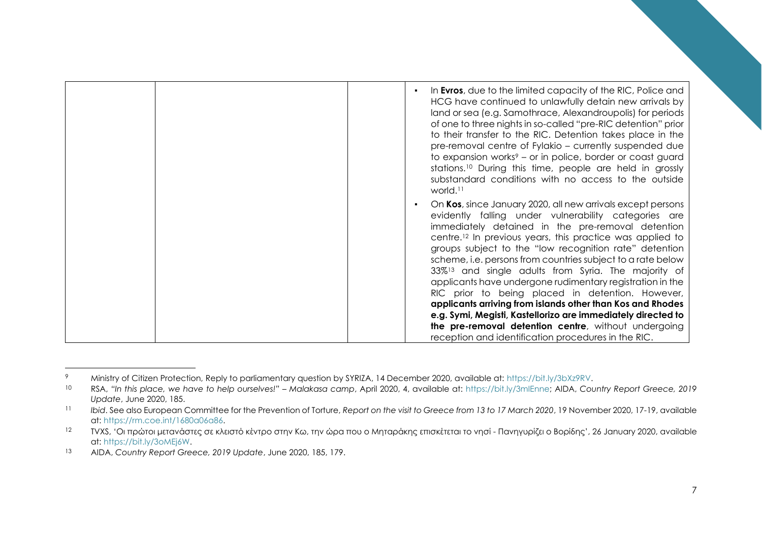| | | | |
|---|---|---|---|
| | | | ▪ In **Evros**, due to the limited capacity of the RIC, Police and HCG have continued to unlawfully detain new arrivals by land or sea (e.g. Samothrace, Alexandroupolis) for periods of one to three nights in so-called "pre-RIC detention" prior to their transfer to the RIC. Detention takes place in the pre-removal centre of Fylakio – currently suspended due to expansion works[9] – or in police, border or coast guard stations.[10] During this time, people are held in grossly substandard conditions with no access to the outside world.[11]<br><br>▪ On **Kos**, since January 2020, all new arrivals except persons evidently falling under vulnerability categories are immediately detained in the pre-removal detention centre.[12] In previous years, this practice was applied to groups subject to the "low recognition rate" detention scheme, i.e. persons from countries subject to a rate below 33%[13] and single adults from Syria. The majority of applicants have undergone rudimentary registration in the RIC prior to being placed in detention. However, **applicants arriving from islands other than Kos and Rhodes e.g. Symi, Megisti, Kastellorizo are immediately directed to the pre-removal detention centre**, without undergoing reception and identification procedures in the RIC. |

[9] Ministry of Citizen Protection, Reply to parliamentary question by SYRIZA, 14 December 2020, available at: https://bit.ly/3bXz9RV.

[10] RSA, *"In this place, we have to help ourselves!" – Malakasa camp*, April 2020, 4, available at: https://bit.ly/3mlEnne; AIDA, *Country Report Greece, 2019 Update*, June 2020, 185.

[11] *Ibid*. See also European Committee for the Prevention of Torture, *Report on the visit to Greece from 13 to 17 March 2020*, 19 November 2020, 17-19, available at: https://rm.coe.int/1680a06a86.

[12] TVXS, 'Οι πρώτοι μετανάστες σε κλειστό κέντρο στην Κω, την ώρα που ο Μηταράκης επισκέπτεται το νησί - Πανηγυρίζει ο Βορίδης', 26 January 2020, available at: https://bit.ly/3oMEj6W.

[13] AIDA, *Country Report Greece, 2019 Update*, June 2020, 185, 179.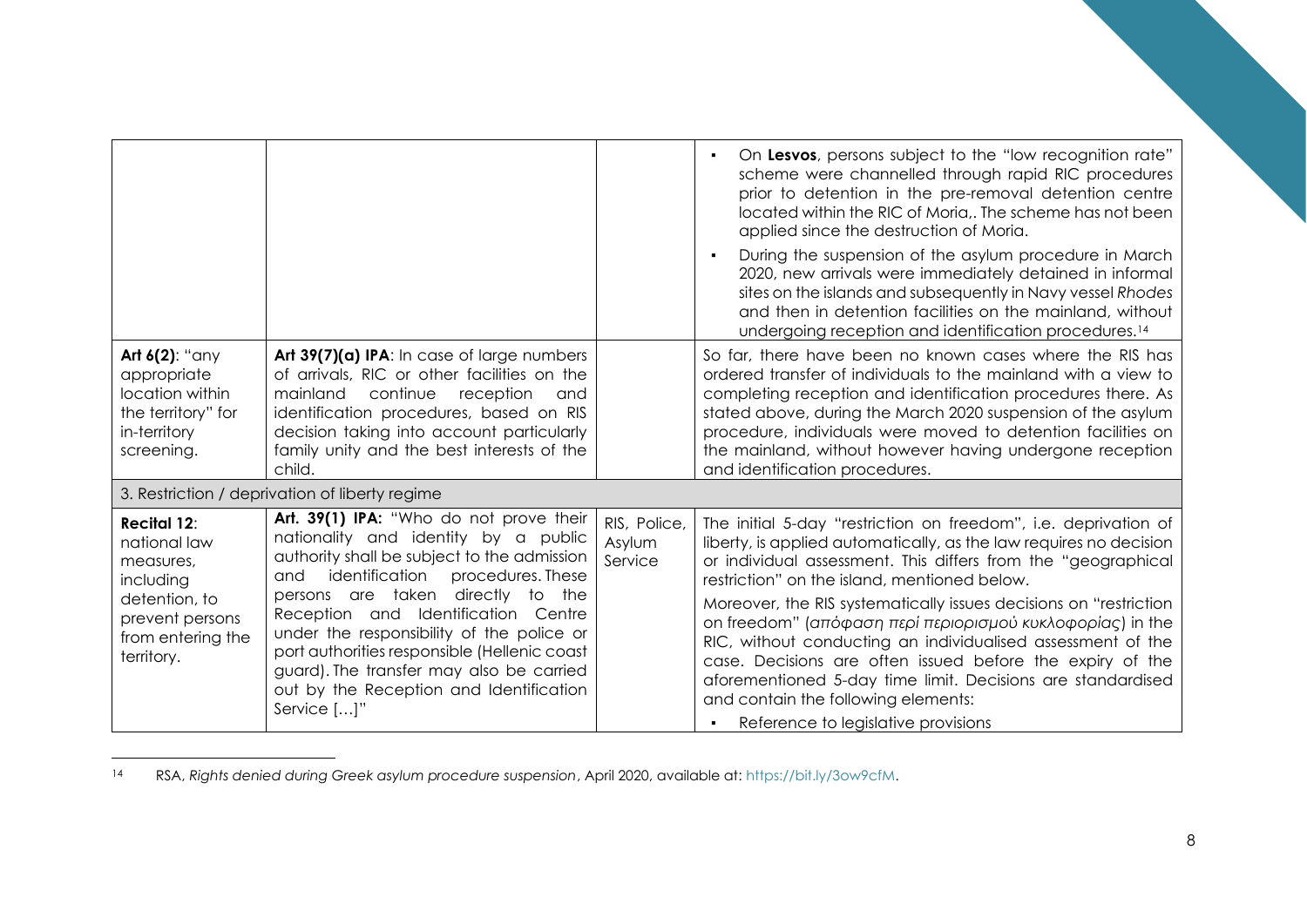| | | | |
|---|---|---|---|
| | | | ▪ On **Lesvos**, persons subject to the "low recognition rate" scheme were channelled through rapid RIC procedures prior to detention in the pre-removal detention centre located within the RIC of Moria,. The scheme has not been applied since the destruction of Moria.<br>▪ During the suspension of the asylum procedure in March 2020, new arrivals were immediately detained in informal sites on the islands and subsequently in Navy vessel *Rhodes* and then in detention facilities on the mainland, without undergoing reception and identification procedures.[14] |
| **Art 6(2)**: "any appropriate location within the territory" for in-territory screening. | **Art 39(7)(a) IPA**: In case of large numbers of arrivals, RIC or other facilities on the mainland continue reception and identification procedures, based on RIS decision taking into account particularly family unity and the best interests of the child. | | So far, there have been no known cases where the RIS has ordered transfer of individuals to the mainland with a view to completing reception and identification procedures there. As stated above, during the March 2020 suspension of the asylum procedure, individuals were moved to detention facilities on the mainland, without however having undergone reception and identification procedures. |
| 3. Restriction / deprivation of liberty regime | | | |
| **Recital 12**: national law measures, including detention, to prevent persons from entering the territory. | **Art. 39(1) IPA:** "Who do not prove their nationality and identity by a public authority shall be subject to the admission and identification procedures. These persons are taken directly to the Reception and Identification Centre under the responsibility of the police or port authorities responsible (Hellenic coast guard). The transfer may also be carried out by the Reception and Identification Service […]" | RIS, Police, Asylum Service | The initial 5-day "restriction on freedom", i.e. deprivation of liberty, is applied automatically, as the law requires no decision or individual assessment. This differs from the "geographical restriction" on the island, mentioned below.<br>Moreover, the RIS systematically issues decisions on "restriction on freedom" (*απόφαση περί περιορισμού κυκλοφορίας*) in the RIC, without conducting an individualised assessment of the case. Decisions are often issued before the expiry of the aforementioned 5-day time limit. Decisions are standardised and contain the following elements:<br>▪ Reference to legislative provisions |

[14] RSA, *Rights denied during Greek asylum procedure suspension*, April 2020, available at: https://bit.ly/3ow9cfM.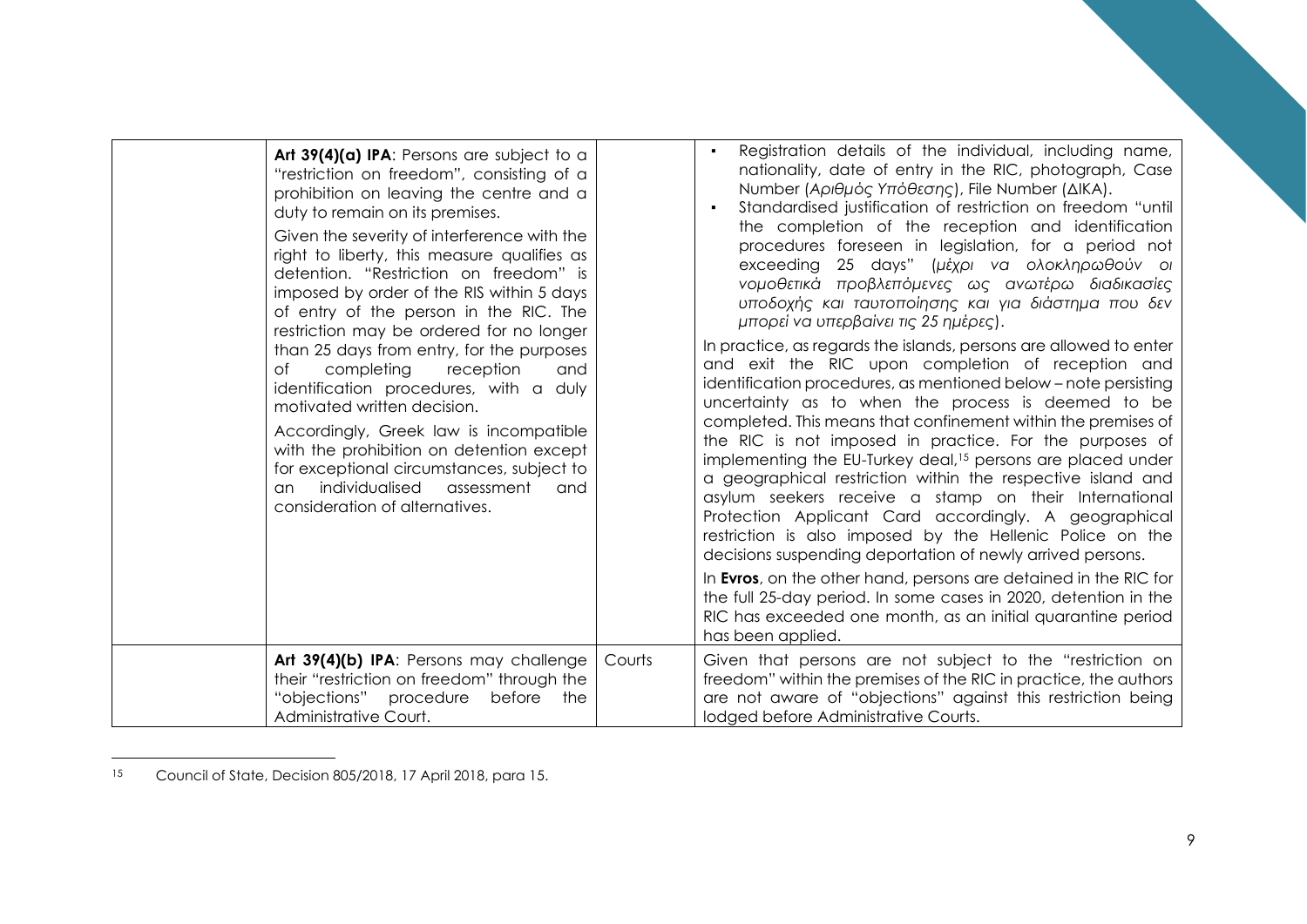| | | | |
|---|---|---|---|
| | **Art 39(4)(a) IPA**: Persons are subject to a "restriction on freedom", consisting of a prohibition on leaving the centre and a duty to remain on its premises.<br><br>Given the severity of interference with the right to liberty, this measure qualifies as detention. "Restriction on freedom" is imposed by order of the RIS within 5 days of entry of the person in the RIC. The restriction may be ordered for no longer than 25 days from entry, for the purposes of completing reception and identification procedures, with a duly motivated written decision.<br><br>Accordingly, Greek law is incompatible with the prohibition on detention except for exceptional circumstances, subject to an individualised assessment and consideration of alternatives. | | ▪ Registration details of the individual, including name, nationality, date of entry in the RIC, photograph, Case Number (*Αριθμός Υπόθεσης*), File Number (ΔΙΚΑ).<br>▪ Standardised justification of restriction on freedom "until the completion of the reception and identification procedures foreseen in legislation, for a period not exceeding 25 days" (*μέχρι να ολοκληρωθούν οι νομοθετικά προβλεπόμενες ως ανωτέρω διαδικασίες υποδοχής και ταυτοποίησης και για διάστημα που δεν μπορεί να υπερβαίνει τις 25 ημέρες*).<br><br>In practice, as regards the islands, persons are allowed to enter and exit the RIC upon completion of reception and identification procedures, as mentioned below – note persisting uncertainty as to when the process is deemed to be completed. This means that confinement within the premises of the RIC is not imposed in practice. For the purposes of implementing the EU-Turkey deal,[15] persons are placed under a geographical restriction within the respective island and asylum seekers receive a stamp on their International Protection Applicant Card accordingly. A geographical restriction is also imposed by the Hellenic Police on the decisions suspending deportation of newly arrived persons.<br><br>In **Evros**, on the other hand, persons are detained in the RIC for the full 25-day period. In some cases in 2020, detention in the RIC has exceeded one month, as an initial quarantine period has been applied. |
| | **Art 39(4)(b) IPA**: Persons may challenge their "restriction on freedom" through the "objections" procedure before the Administrative Court. | Courts | Given that persons are not subject to the "restriction on freedom" within the premises of the RIC in practice, the authors are not aware of "objections" against this restriction being lodged before Administrative Courts. |

[15] Council of State, Decision 805/2018, 17 April 2018, para 15.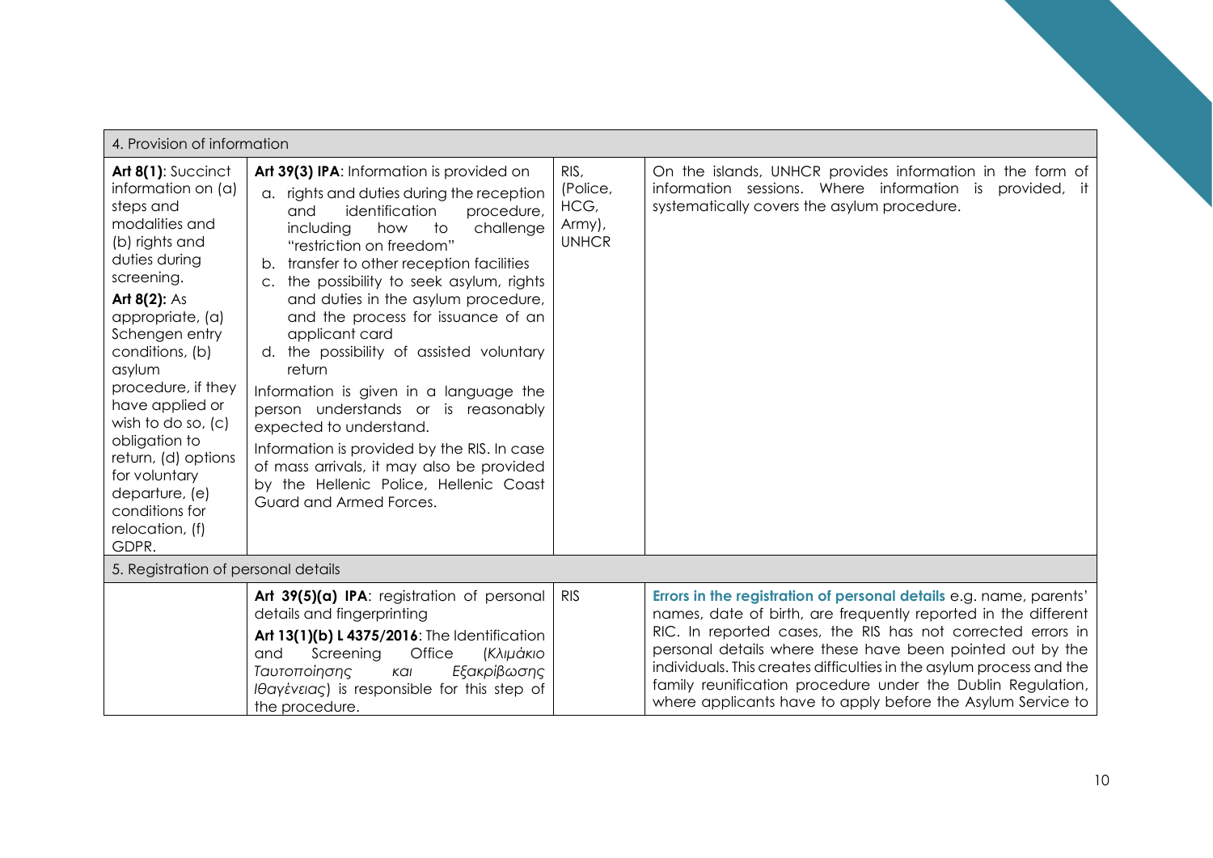| 4. Provision of information | | | |
|---|---|---|---|
| **Art 8(1)**: Succinct information on (a) steps and modalities and (b) rights and duties during screening.<br>**Art 8(2):** As appropriate, (a) Schengen entry conditions, (b) asylum procedure, if they have applied or wish to do so, (c) obligation to return, (d) options for voluntary departure, (e) conditions for relocation, (f) GDPR. | **Art 39(3) IPA**: Information is provided on<br>a. rights and duties during the reception and identification procedure, including how to challenge "restriction on freedom"<br>b. transfer to other reception facilities<br>c. the possibility to seek asylum, rights and duties in the asylum procedure, and the process for issuance of an applicant card<br>d. the possibility of assisted voluntary return<br>Information is given in a language the person understands or is reasonably expected to understand.<br>Information is provided by the RIS. In case of mass arrivals, it may also be provided by the Hellenic Police, Hellenic Coast Guard and Armed Forces. | RIS, (Police, HCG, Army), UNHCR | On the islands, UNHCR provides information in the form of information sessions. Where information is provided, it systematically covers the asylum procedure. |
| 5. Registration of personal details | | | |
| | **Art 39(5)(a) IPA**: registration of personal details and fingerprinting<br>**Art 13(1)(b) L 4375/2016**: The Identification and Screening Office (*Κλιμάκιο Ταυτοποίησης και Εξακρίβωσης Ιθαγένειας*) is responsible for this step of the procedure. | RIS | **Errors in the registration of personal details** e.g. name, parents' names, date of birth, are frequently reported in the different RIC. In reported cases, the RIS has not corrected errors in personal details where these have been pointed out by the individuals. This creates difficulties in the asylum process and the family reunification procedure under the Dublin Regulation, where applicants have to apply before the Asylum Service to |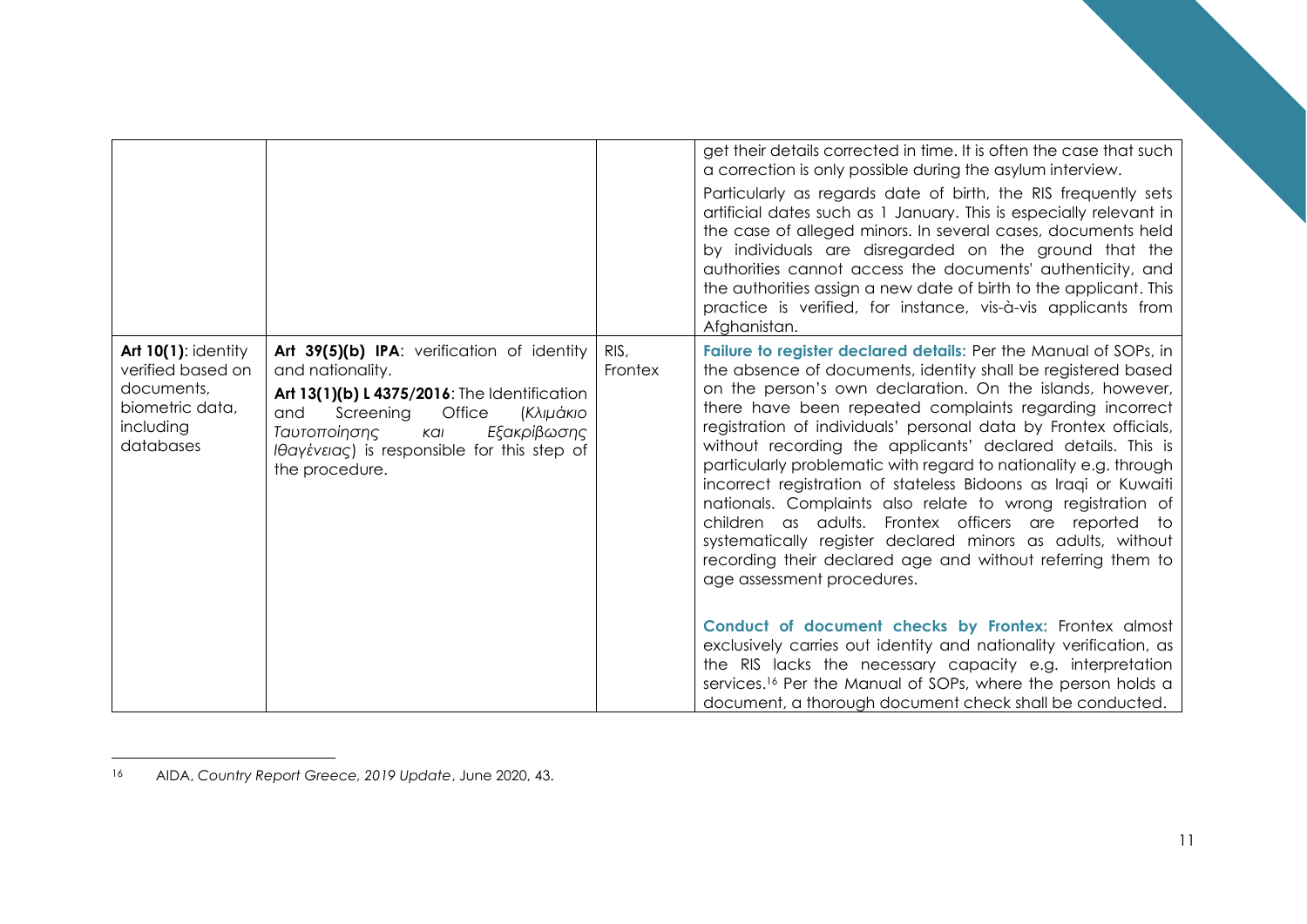| | | | |
|---|---|---|---|
| | | | get their details corrected in time. It is often the case that such a correction is only possible during the asylum interview.<br><br>Particularly as regards date of birth, the RIS frequently sets artificial dates such as 1 January. This is especially relevant in the case of alleged minors. In several cases, documents held by individuals are disregarded on the ground that the authorities cannot access the documents' authenticity, and the authorities assign a new date of birth to the applicant. This practice is verified, for instance, vis-à-vis applicants from Afghanistan. |
| **Art 10(1)**: identity verified based on documents, biometric data, including databases | **Art 39(5)(b) IPA**: verification of identity and nationality.<br><br>**Art 13(1)(b) L 4375/2016**: The Identification and Screening Office (*Κλιμάκιο Ταυτοποίησης και Εξακρίβωσης Ιθαγένειας*) is responsible for this step of the procedure. | RIS, Frontex | **Failure to register declared details:** Per the Manual of SOPs, in the absence of documents, identity shall be registered based on the person's own declaration. On the islands, however, there have been repeated complaints regarding incorrect registration of individuals' personal data by Frontex officials, without recording the applicants' declared details. This is particularly problematic with regard to nationality e.g. through incorrect registration of stateless Bidoons as Iraqi or Kuwaiti nationals. Complaints also relate to wrong registration of children as adults. Frontex officers are reported to systematically register declared minors as adults, without recording their declared age and without referring them to age assessment procedures.<br><br>**Conduct of document checks by Frontex:** Frontex almost exclusively carries out identity and nationality verification, as the RIS lacks the necessary capacity e.g. interpretation services.[16] Per the Manual of SOPs, where the person holds a document, a thorough document check shall be conducted. |

[16] AIDA, *Country Report Greece, 2019 Update*, June 2020, 43.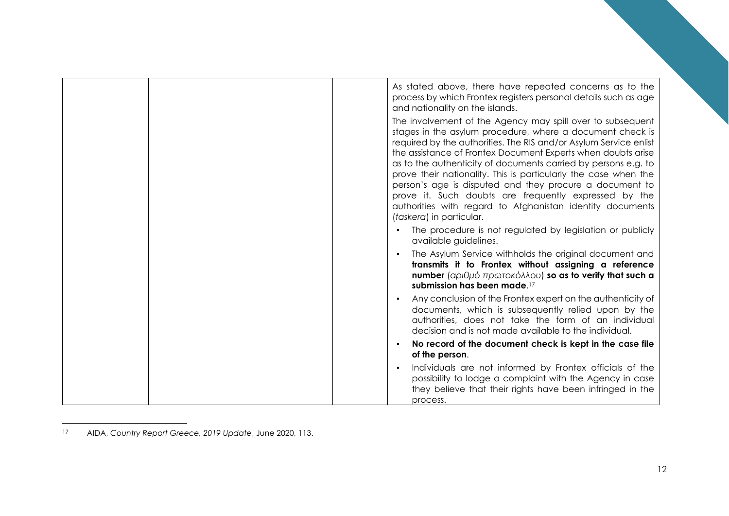| | | | As stated above, there have repeated concerns as to the process by which Frontex registers personal details such as age and nationality on the islands.<br><br>The involvement of the Agency may spill over to subsequent stages in the asylum procedure, where a document check is required by the authorities. The RIS and/or Asylum Service enlist the assistance of Frontex Document Experts when doubts arise as to the authenticity of documents carried by persons e.g. to prove their nationality. This is particularly the case when the person's age is disputed and they procure a document to prove it. Such doubts are frequently expressed by the authorities with regard to Afghanistan identity documents (*taskera*) in particular.<br><br>▪ The procedure is not regulated by legislation or publicly available guidelines.<br>▪ The Asylum Service withholds the original document and **transmits it to Frontex without assigning a reference number** (*αριθμό πρωτοκόλλου*) **so as to verify that such a submission has been made**.[17]<br>▪ Any conclusion of the Frontex expert on the authenticity of documents, which is subsequently relied upon by the authorities, does not take the form of an individual decision and is not made available to the individual.<br>▪ **No record of the document check is kept in the case file of the person**.<br>▪ Individuals are not informed by Frontex officials of the possibility to lodge a complaint with the Agency in case they believe that their rights have been infringed in the process. |
|---|---|---|---|

[17] AIDA, *Country Report Greece, 2019 Update*, June 2020, 113.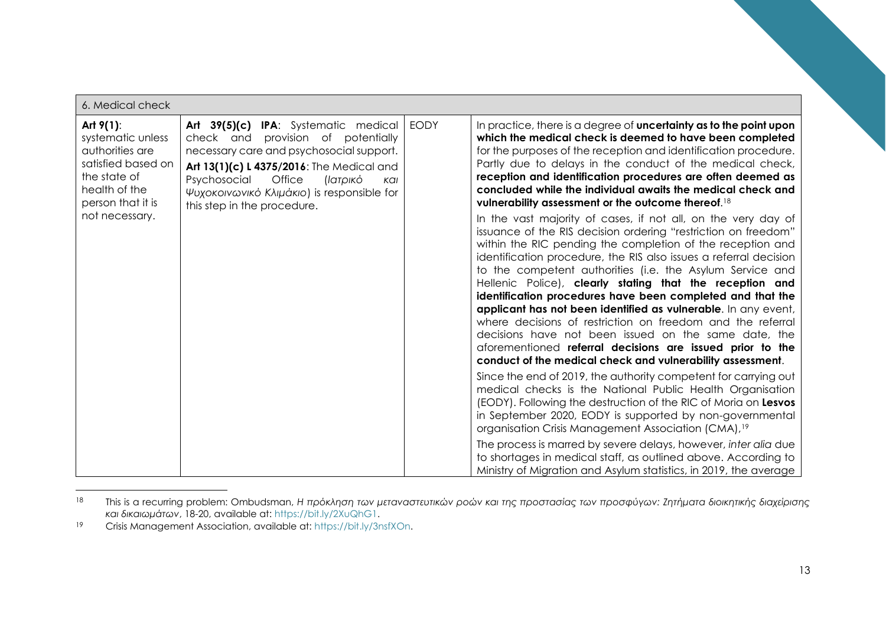| 6. Medical check | | | |
|---|---|---|---|
| **Art 9(1)**: systematic unless authorities are satisfied based on the state of health of the person that it is not necessary. | **Art 39(5)(c) IPA**: Systematic medical check and provision of potentially necessary care and psychosocial support.<br><br>**Art 13(1)(c) L 4375/2016**: The Medical and Psychosocial Office (*Ιατρικό και Ψυχοκοινωνικό Κλιμάκιο*) is responsible for this step in the procedure. | EODY | In practice, there is a degree of **uncertainty as to the point upon which the medical check is deemed to have been completed** for the purposes of the reception and identification procedure. Partly due to delays in the conduct of the medical check, **reception and identification procedures are often deemed as concluded while the individual awaits the medical check and vulnerability assessment or the outcome thereof**.[18]<br><br>In the vast majority of cases, if not all, on the very day of issuance of the RIS decision ordering "restriction on freedom" within the RIC pending the completion of the reception and identification procedure, the RIS also issues a referral decision to the competent authorities (i.e. the Asylum Service and Hellenic Police), **clearly stating that the reception and identification procedures have been completed and that the applicant has not been identified as vulnerable**. In any event, where decisions of restriction on freedom and the referral decisions have not been issued on the same date, the aforementioned **referral decisions are issued prior to the conduct of the medical check and vulnerability assessment**.<br><br>Since the end of 2019, the authority competent for carrying out medical checks is the National Public Health Organisation (EODY). Following the destruction of the RIC of Moria on **Lesvos** in September 2020, EODY is supported by non-governmental organisation Crisis Management Association (CMA),[19]<br><br>The process is marred by severe delays, however, *inter alia* due to shortages in medical staff, as outlined above. According to Ministry of Migration and Asylum statistics, in 2019, the average |

[18] This is a recurring problem: Ombudsman, *Η πρόκληση των μεταναστευτικών ροών και της προστασίας των προσφύγων: Ζητήματα διοικητικής διαχείρισης και δικαιωμάτων*, 18-20, available at: https://bit.ly/2XuQhG1.

[19] Crisis Management Association, available at: https://bit.ly/3nsfXOn.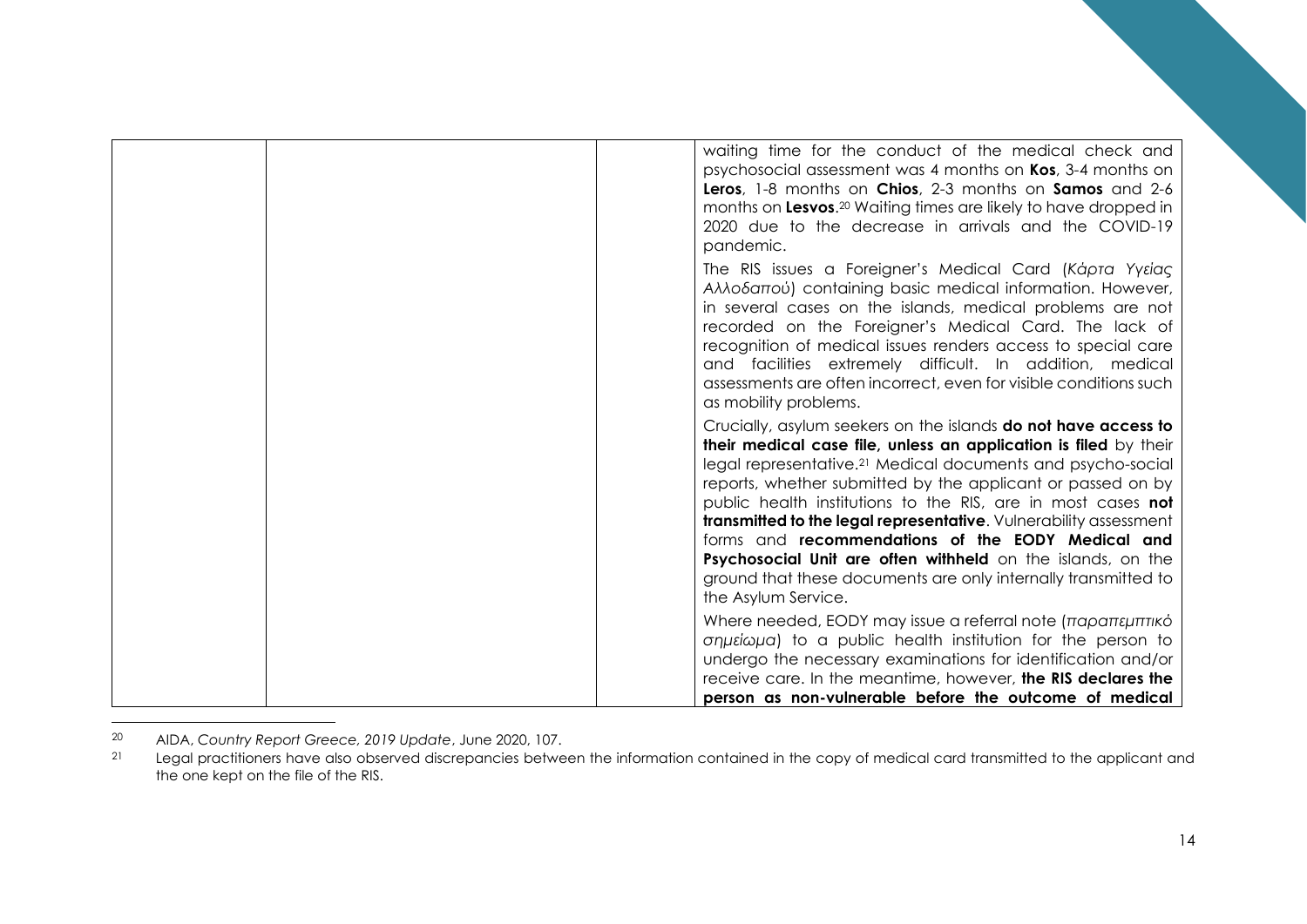| | | | waiting time for the conduct of the medical check and psychosocial assessment was 4 months on **Kos**, 3-4 months on **Leros**, 1-8 months on **Chios**, 2-3 months on **Samos** and 2-6 months on **Lesvos**.[20] Waiting times are likely to have dropped in 2020 due to the decrease in arrivals and the COVID-19 pandemic.<br><br>The RIS issues a Foreigner's Medical Card (*Κάρτα Υγείας Αλλοδαπού*) containing basic medical information. However, in several cases on the islands, medical problems are not recorded on the Foreigner's Medical Card. The lack of recognition of medical issues renders access to special care and facilities extremely difficult. In addition, medical assessments are often incorrect, even for visible conditions such as mobility problems.<br><br>Crucially, asylum seekers on the islands **do not have access to their medical case file, unless an application is filed** by their legal representative.[21] Medical documents and psycho-social reports, whether submitted by the applicant or passed on by public health institutions to the RIS, are in most cases **not transmitted to the legal representative**. Vulnerability assessment forms and **recommendations of the EODY Medical and Psychosocial Unit are often withheld** on the islands, on the ground that these documents are only internally transmitted to the Asylum Service.<br><br>Where needed, EODY may issue a referral note (*παραπεμπτικό σημείωμα*) to a public health institution for the person to undergo the necessary examinations for identification and/or receive care. In the meantime, however, **the RIS declares the person as non-vulnerable before the outcome of medical** |
|---|---|---|---|

[20] AIDA, *Country Report Greece, 2019 Update*, June 2020, 107.

[21] Legal practitioners have also observed discrepancies between the information contained in the copy of medical card transmitted to the applicant and the one kept on the file of the RIS.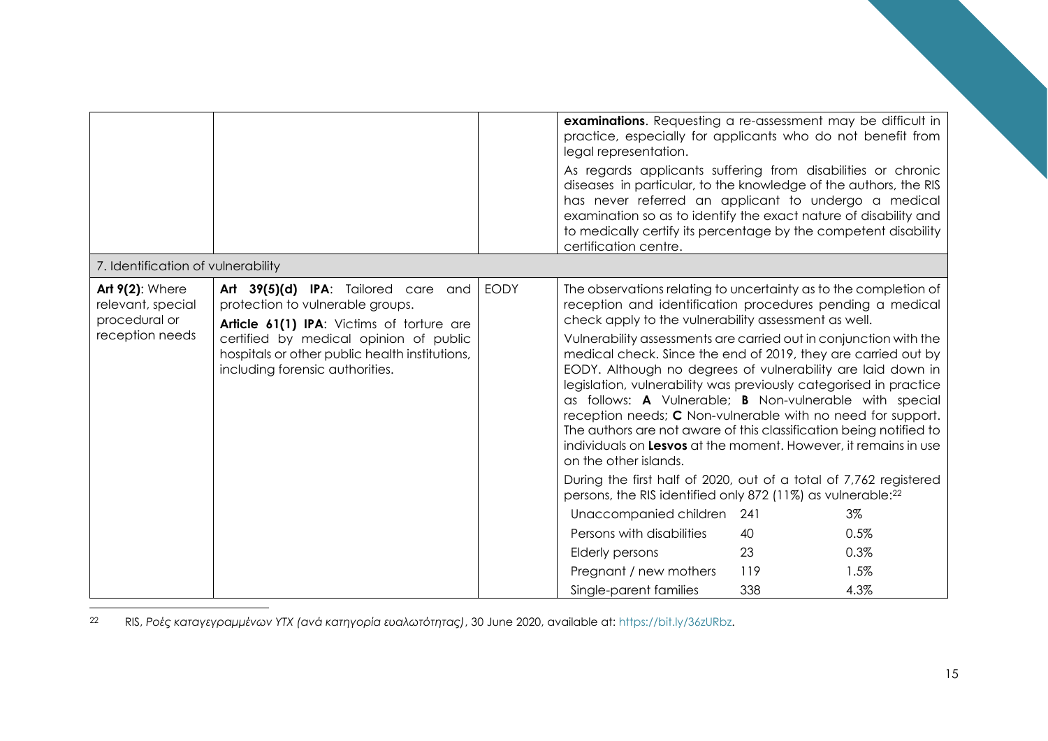| | | | |
|---|---|---|---|
| | | | **examinations**. Requesting a re-assessment may be difficult in practice, especially for applicants who do not benefit from legal representation.<br><br>As regards applicants suffering from disabilities or chronic diseases in particular, to the knowledge of the authors, the RIS has never referred an applicant to undergo a medical examination so as to identify the exact nature of disability and to medically certify its percentage by the competent disability certification centre. |
| 7. Identification of vulnerability | | | |
| **Art 9(2)**: Where relevant, special procedural or reception needs | **Art 39(5)(d) IPA**: Tailored care and protection to vulnerable groups.<br>**Article 61(1) IPA**: Victims of torture are certified by medical opinion of public hospitals or other public health institutions, including forensic authorities. | EODY | The observations relating to uncertainty as to the completion of reception and identification procedures pending a medical check apply to the vulnerability assessment as well.<br><br>Vulnerability assessments are carried out in conjunction with the medical check. Since the end of 2019, they are carried out by EODY. Although no degrees of vulnerability are laid down in legislation, vulnerability was previously categorised in practice as follows: **A** Vulnerable; **B** Non-vulnerable with special reception needs; **C** Non-vulnerable with no need for support. The authors are not aware of this classification being notified to individuals on **Lesvos** at the moment. However, it remains in use on the other islands.<br><br>During the first half of 2020, out of a total of 7,762 registered persons, the RIS identified only 872 (11%) as vulnerable:[22]<br><br>Unaccompanied children — 241 — 3%<br>Persons with disabilities — 40 — 0.5%<br>Elderly persons — 23 — 0.3%<br>Pregnant / new mothers — 119 — 1.5%<br>Single-parent families — 338 — 4.3% |

[22] RIS, *Ροές καταγεγραμμένων ΥΤΧ (ανά κατηγορία ευαλωτότητας)*, 30 June 2020, available at: https://bit.ly/36zURbz.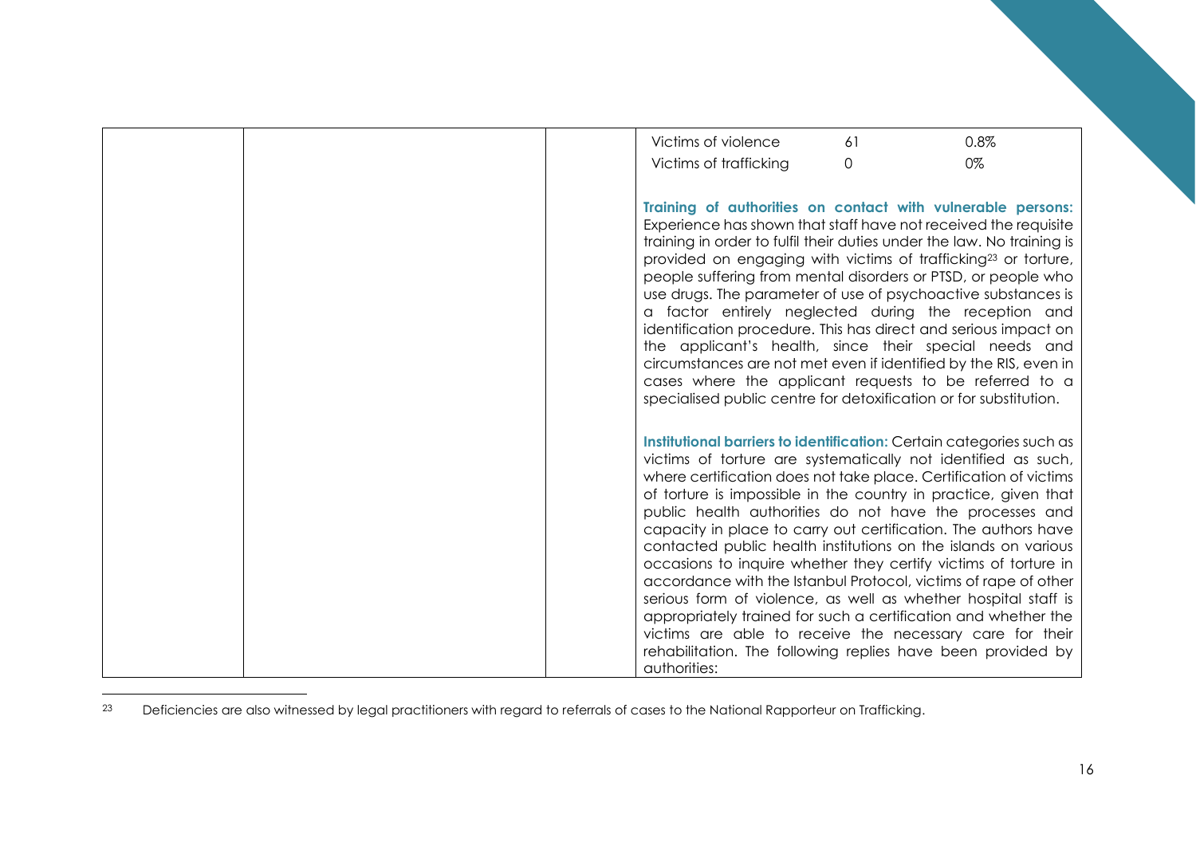| | | | Victims of violence 61 0.8%<br>Victims of trafficking 0 0%<br><br>**Training of authorities on contact with vulnerable persons:** Experience has shown that staff have not received the requisite training in order to fulfil their duties under the law. No training is provided on engaging with victims of trafficking[23] or torture, people suffering from mental disorders or PTSD, or people who use drugs. The parameter of use of psychoactive substances is a factor entirely neglected during the reception and identification procedure. This has direct and serious impact on the applicant's health, since their special needs and circumstances are not met even if identified by the RIS, even in cases where the applicant requests to be referred to a specialised public centre for detoxification or for substitution.<br><br>**Institutional barriers to identification:** Certain categories such as victims of torture are systematically not identified as such, where certification does not take place. Certification of victims of torture is impossible in the country in practice, given that public health authorities do not have the processes and capacity in place to carry out certification. The authors have contacted public health institutions on the islands on various occasions to inquire whether they certify victims of torture in accordance with the Istanbul Protocol, victims of rape of other serious form of violence, as well as whether hospital staff is appropriately trained for such a certification and whether the victims are able to receive the necessary care for their rehabilitation. The following replies have been provided by authorities: |
|---|---|---|---|

[23] Deficiencies are also witnessed by legal practitioners with regard to referrals of cases to the National Rapporteur on Trafficking.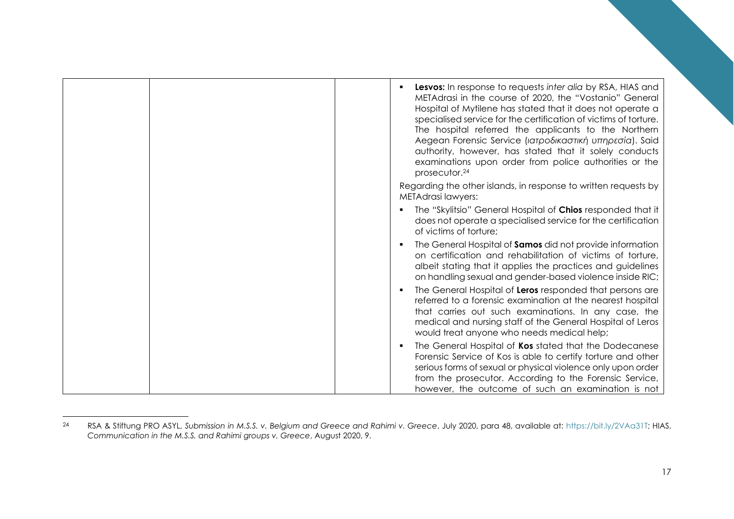| | | | |
|---|---|---|---|
| | | | ▪ **Lesvos:** In response to requests *inter alia* by RSA, HIAS and METAdrasi in the course of 2020, the "Vostanio" General Hospital of Mytilene has stated that it does not operate a specialised service for the certification of victims of torture. The hospital referred the applicants to the Northern Aegean Forensic Service (*ιατροδικαστική υπηρεσία*). Said authority, however, has stated that it solely conducts examinations upon order from police authorities or the prosecutor.[24]<br><br>Regarding the other islands, in response to written requests by METAdrasi lawyers:<br><br>▪ The "Skylitsio" General Hospital of **Chios** responded that it does not operate a specialised service for the certification of victims of torture;<br><br>▪ The General Hospital of **Samos** did not provide information on certification and rehabilitation of victims of torture, albeit stating that it applies the practices and guidelines on handling sexual and gender-based violence inside RIC;<br><br>▪ The General Hospital of **Leros** responded that persons are referred to a forensic examination at the nearest hospital that carries out such examinations. In any case, the medical and nursing staff of the General Hospital of Leros would treat anyone who needs medical help;<br><br>▪ The General Hospital of **Kos** stated that the Dodecanese Forensic Service of Kos is able to certify torture and other serious forms of sexual or physical violence only upon order from the prosecutor. According to the Forensic Service, however, the outcome of such an examination is not |

[24] RSA & Stiftung PRO ASYL, *Submission in M.S.S. v. Belgium and Greece and Rahimi v. Greece*, July 2020, para 48, available at: https://bit.ly/2VAa31T; HIAS, *Communication in the M.S.S. and Rahimi groups v. Greece*, August 2020, 9.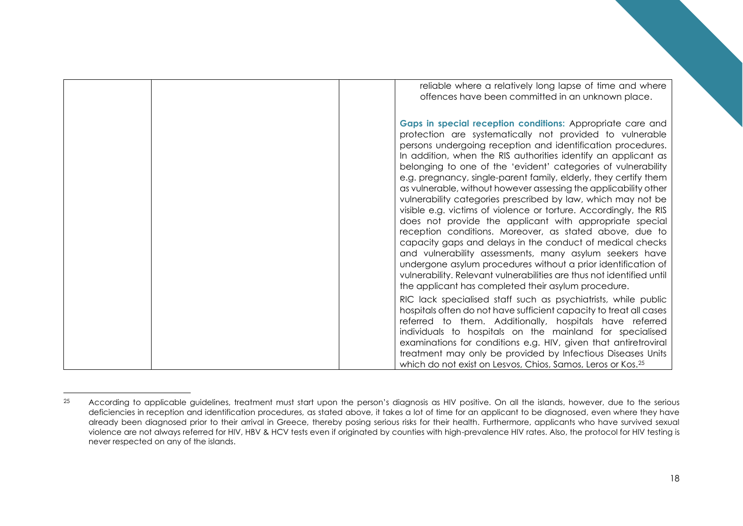| | | | |
|---|---|---|---|
| | | | reliable where a relatively long lapse of time and where offences have been committed in an unknown place.<br><br>**Gaps in special reception conditions:** Appropriate care and protection are systematically not provided to vulnerable persons undergoing reception and identification procedures. In addition, when the RIS authorities identify an applicant as belonging to one of the 'evident' categories of vulnerability e.g. pregnancy, single-parent family, elderly, they certify them as vulnerable, without however assessing the applicability other vulnerability categories prescribed by law, which may not be visible e.g. victims of violence or torture. Accordingly, the RIS does not provide the applicant with appropriate special reception conditions. Moreover, as stated above, due to capacity gaps and delays in the conduct of medical checks and vulnerability assessments, many asylum seekers have undergone asylum procedures without a prior identification of vulnerability. Relevant vulnerabilities are thus not identified until the applicant has completed their asylum procedure.<br><br>RIC lack specialised staff such as psychiatrists, while public hospitals often do not have sufficient capacity to treat all cases referred to them. Additionally, hospitals have referred individuals to hospitals on the mainland for specialised examinations for conditions e.g. HIV, given that antiretroviral treatment may only be provided by Infectious Diseases Units which do not exist on Lesvos, Chios, Samos, Leros or Kos.[25] |

[25] According to applicable guidelines, treatment must start upon the person's diagnosis as HIV positive. On all the islands, however, due to the serious deficiencies in reception and identification procedures, as stated above, it takes a lot of time for an applicant to be diagnosed, even where they have already been diagnosed prior to their arrival in Greece, thereby posing serious risks for their health. Furthermore, applicants who have survived sexual violence are not always referred for HIV, HBV & HCV tests even if originated by counties with high-prevalence HIV rates. Also, the protocol for HIV testing is never respected on any of the islands.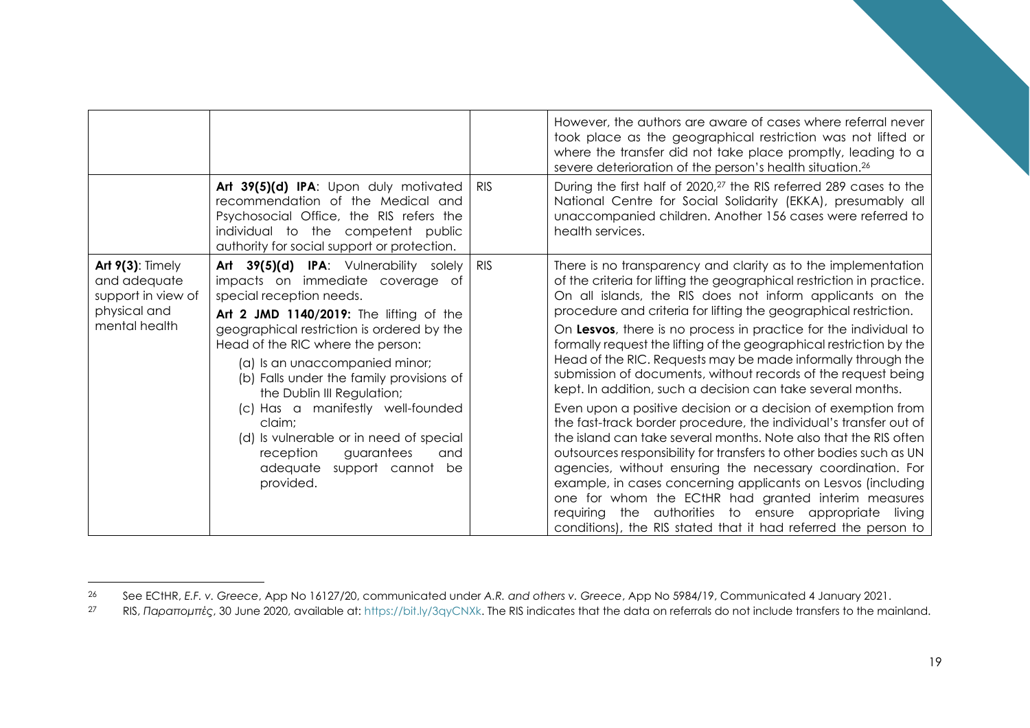| | | | |
|---|---|---|---|
| | | | However, the authors are aware of cases where referral never took place as the geographical restriction was not lifted or where the transfer did not take place promptly, leading to a severe deterioration of the person's health situation.[26] |
| | **Art 39(5)(d) IPA**: Upon duly motivated recommendation of the Medical and Psychosocial Office, the RIS refers the individual to the competent public authority for social support or protection. | RIS | During the first half of 2020,[27] the RIS referred 289 cases to the National Centre for Social Solidarity (EKKA), presumably all unaccompanied children. Another 156 cases were referred to health services. |
| **Art 9(3)**: Timely and adequate support in view of physical and mental health | **Art 39(5)(d) IPA**: Vulnerability solely impacts on immediate coverage of special reception needs.<br><br>**Art 2 JMD 1140/2019:** The lifting of the geographical restriction is ordered by the Head of the RIC where the person:<br>(a) Is an unaccompanied minor;<br>(b) Falls under the family provisions of the Dublin III Regulation;<br>(c) Has a manifestly well-founded claim;<br>(d) Is vulnerable or in need of special reception guarantees and adequate support cannot be provided. | RIS | There is no transparency and clarity as to the implementation of the criteria for lifting the geographical restriction in practice. On all islands, the RIS does not inform applicants on the procedure and criteria for lifting the geographical restriction.<br><br>On **Lesvos**, there is no process in practice for the individual to formally request the lifting of the geographical restriction by the Head of the RIC. Requests may be made informally through the submission of documents, without records of the request being kept. In addition, such a decision can take several months.<br><br>Even upon a positive decision or a decision of exemption from the fast-track border procedure, the individual's transfer out of the island can take several months. Note also that the RIS often outsources responsibility for transfers to other bodies such as UN agencies, without ensuring the necessary coordination. For example, in cases concerning applicants on Lesvos (including one for whom the ECtHR had granted interim measures requiring the authorities to ensure appropriate living conditions), the RIS stated that it had referred the person to |

[26] See ECtHR, *E.F. v. Greece*, App No 16127/20, communicated under *A.R. and others v. Greece*, App No 5984/19, Communicated 4 January 2021.

[27] RIS, *Παραπομπές*, 30 June 2020, available at: https://bit.ly/3qyCNXk. The RIS indicates that the data on referrals do not include transfers to the mainland.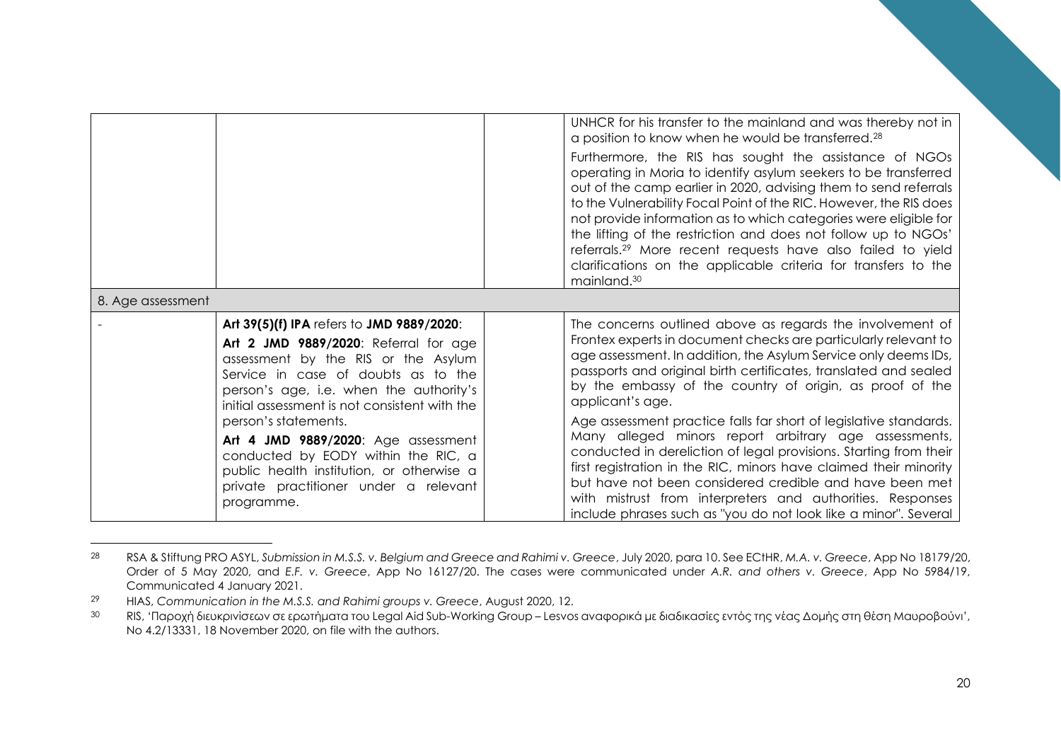| | | | |
|---|---|---|---|
| | | | UNHCR for his transfer to the mainland and was thereby not in a position to know when he would be transferred.[28]<br><br>Furthermore, the RIS has sought the assistance of NGOs operating in Moria to identify asylum seekers to be transferred out of the camp earlier in 2020, advising them to send referrals to the Vulnerability Focal Point of the RIC. However, the RIS does not provide information as to which categories were eligible for the lifting of the restriction and does not follow up to NGOs' referrals.[29] More recent requests have also failed to yield clarifications on the applicable criteria for transfers to the mainland.[30] |
| 8. Age assessment | | | |
| - | **Art 39(5)(f) IPA** refers to **JMD 9889/2020**:<br><br>**Art 2 JMD 9889/2020**: Referral for age assessment by the RIS or the Asylum Service in case of doubts as to the person's age, i.e. when the authority's initial assessment is not consistent with the person's statements.<br><br>**Art 4 JMD 9889/2020**: Age assessment conducted by EODY within the RIC, a public health institution, or otherwise a private practitioner under a relevant programme. | | The concerns outlined above as regards the involvement of Frontex experts in document checks are particularly relevant to age assessment. In addition, the Asylum Service only deems IDs, passports and original birth certificates, translated and sealed by the embassy of the country of origin, as proof of the applicant's age.<br><br>Age assessment practice falls far short of legislative standards. Many alleged minors report arbitrary age assessments, conducted in dereliction of legal provisions. Starting from their first registration in the RIC, minors have claimed their minority but have not been considered credible and have been met with mistrust from interpreters and authorities. Responses include phrases such as "you do not look like a minor". Several |

[28] RSA & Stiftung PRO ASYL, *Submission in M.S.S. v. Belgium and Greece and Rahimi v. Greece*, July 2020, para 10. See ECtHR, *M.A. v. Greece*, App No 18179/20, Order of 5 May 2020, and *E.F. v. Greece*, App No 16127/20. The cases were communicated under *A.R. and others v. Greece*, App No 5984/19, Communicated 4 January 2021.

[29] HIAS, *Communication in the M.S.S. and Rahimi groups v. Greece*, August 2020, 12.

[30] RIS, 'Παροχή διευκρινίσεων σε ερωτήματα του Legal Aid Sub-Working Group – Lesvos αναφορικά με διαδικασίες εντός της νέας Δομής στη θέση Μαυροβούνι', No 4.2/13331, 18 November 2020, on file with the authors.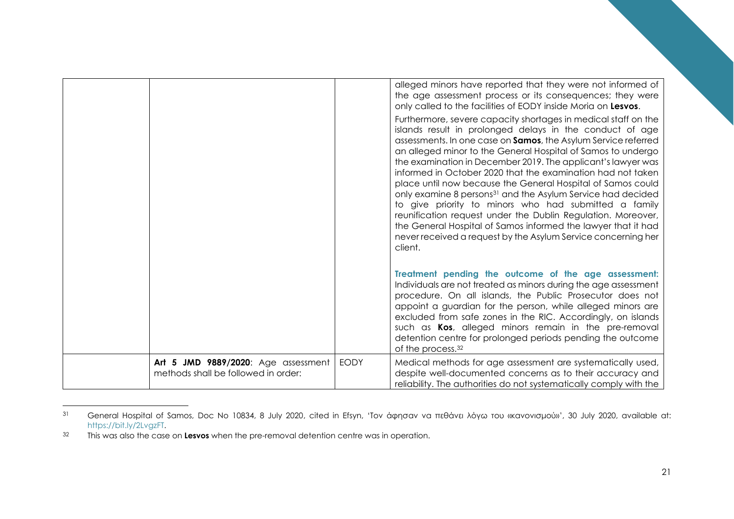| | | | |
|---|---|---|---|
| | | | alleged minors have reported that they were not informed of the age assessment process or its consequences; they were only called to the facilities of EODY inside Moria on **Lesvos**.<br><br>Furthermore, severe capacity shortages in medical staff on the islands result in prolonged delays in the conduct of age assessments. In one case on **Samos**, the Asylum Service referred an alleged minor to the General Hospital of Samos to undergo the examination in December 2019. The applicant's lawyer was informed in October 2020 that the examination had not taken place until now because the General Hospital of Samos could only examine 8 persons[31] and the Asylum Service had decided to give priority to minors who had submitted a family reunification request under the Dublin Regulation. Moreover, the General Hospital of Samos informed the lawyer that it had never received a request by the Asylum Service concerning her client.<br><br>**Treatment pending the outcome of the age assessment:** Individuals are not treated as minors during the age assessment procedure. On all islands, the Public Prosecutor does not appoint a guardian for the person, while alleged minors are excluded from safe zones in the RIC. Accordingly, on islands such as **Kos**, alleged minors remain in the pre-removal detention centre for prolonged periods pending the outcome of the process.[32] |
| | **Art 5 JMD 9889/2020**: Age assessment methods shall be followed in order: | EODY | Medical methods for age assessment are systematically used, despite well-documented concerns as to their accuracy and reliability. The authorities do not systematically comply with the |

[31] General Hospital of Samos, Doc No 10834, 8 July 2020, cited in Efsyn, 'Τον άφησαν να πεθάνει λόγω του «κανονισμού»', 30 July 2020, available at: https://bit.ly/2LvgzFT.

[32] This was also the case on **Lesvos** when the pre-removal detention centre was in operation.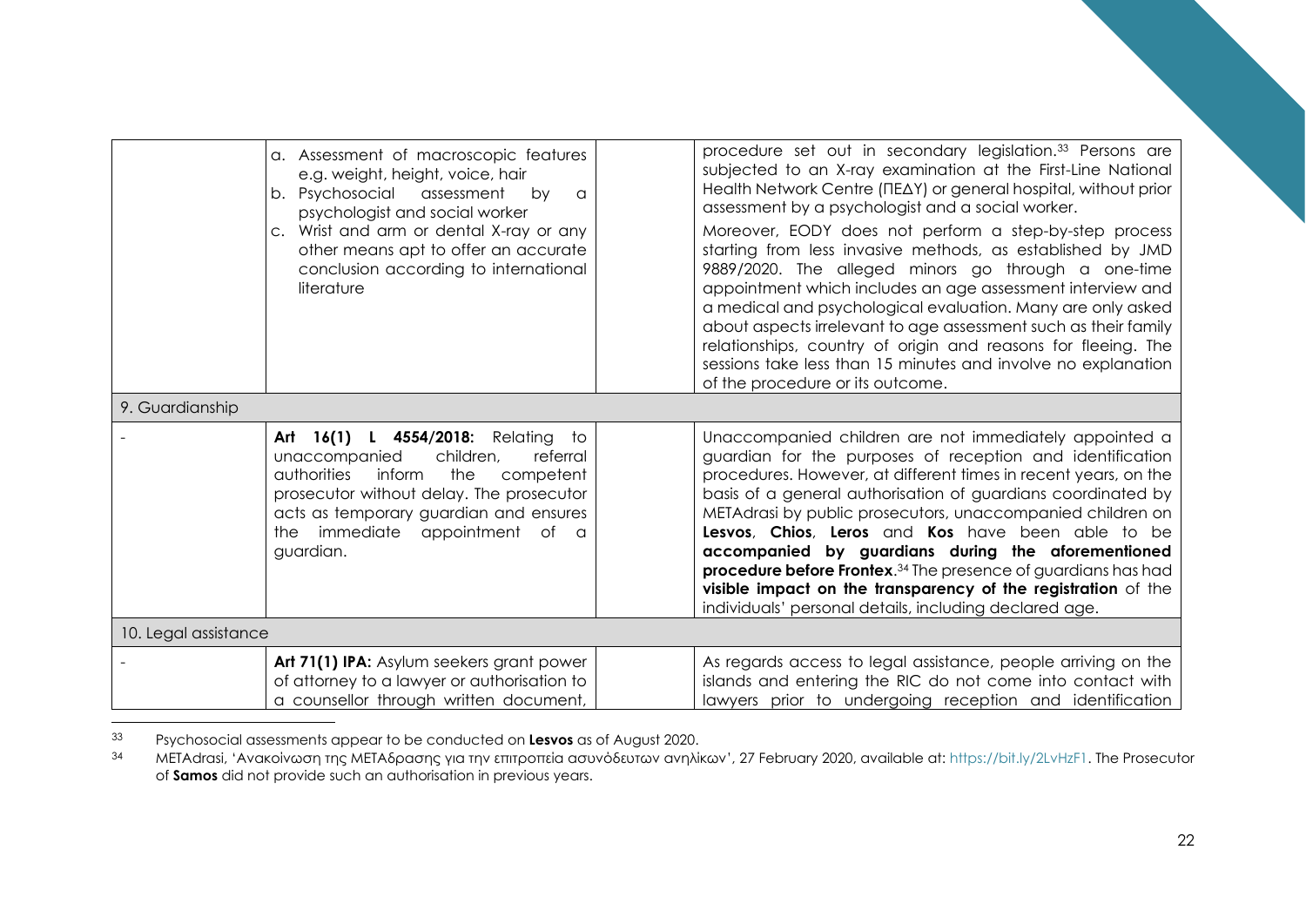| | | | |
|---|---|---|---|
| | a. Assessment of macroscopic features e.g. weight, height, voice, hair<br>b. Psychosocial assessment by a psychologist and social worker<br>c. Wrist and arm or dental X-ray or any other means apt to offer an accurate conclusion according to international literature | | procedure set out in secondary legislation.[33] Persons are subjected to an X-ray examination at the First-Line National Health Network Centre (ΠΕΔΥ) or general hospital, without prior assessment by a psychologist and a social worker.<br>Moreover, EODY does not perform a step-by-step process starting from less invasive methods, as established by JMD 9889/2020. The alleged minors go through a one-time appointment which includes an age assessment interview and a medical and psychological evaluation. Many are only asked about aspects irrelevant to age assessment such as their family relationships, country of origin and reasons for fleeing. The sessions take less than 15 minutes and involve no explanation of the procedure or its outcome. |
| 9. Guardianship | | | |
| - | **Art 16(1) L 4554/2018:** Relating to unaccompanied children, referral authorities inform the competent prosecutor without delay. The prosecutor acts as temporary guardian and ensures the immediate appointment of a guardian. | | Unaccompanied children are not immediately appointed a guardian for the purposes of reception and identification procedures. However, at different times in recent years, on the basis of a general authorisation of guardians coordinated by METAdrasi by public prosecutors, unaccompanied children on **Lesvos**, **Chios**, **Leros** and **Kos** have been able to be **accompanied by guardians during the aforementioned procedure before Frontex**.[34] The presence of guardians has had **visible impact on the transparency of the registration** of the individuals' personal details, including declared age. |
| 10. Legal assistance | | | |
| - | **Art 71(1) IPA:** Asylum seekers grant power of attorney to a lawyer or authorisation to a counsellor through written document, | | As regards access to legal assistance, people arriving on the islands and entering the RIC do not come into contact with lawyers prior to undergoing reception and identification |

[33] Psychosocial assessments appear to be conducted on **Lesvos** as of August 2020.

[34] METAdrasi, 'Ανακοίνωση της ΜΕΤΑδρασης για την επιτροπεία ασυνόδευτων ανηλίκων', 27 February 2020, available at: https://bit.ly/2LvHzF1. The Prosecutor of **Samos** did not provide such an authorisation in previous years.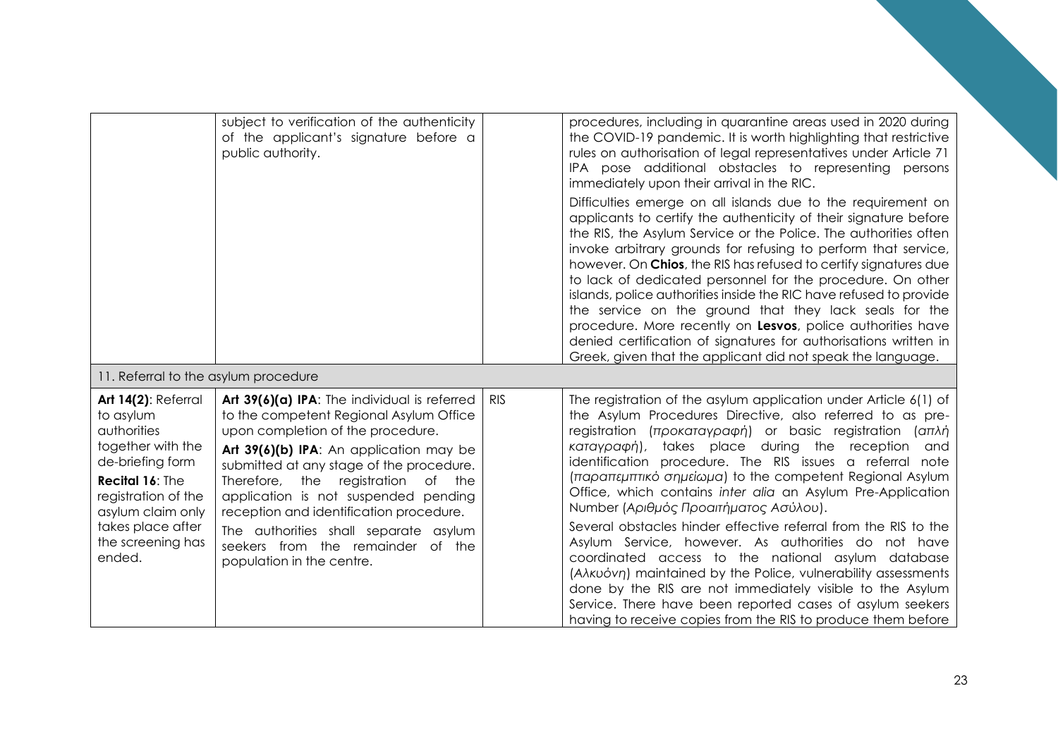| | | | |
|---|---|---|---|
| | subject to verification of the authenticity of the applicant's signature before a public authority. | | procedures, including in quarantine areas used in 2020 during the COVID-19 pandemic. It is worth highlighting that restrictive rules on authorisation of legal representatives under Article 71 IPA pose additional obstacles to representing persons immediately upon their arrival in the RIC.<br><br>Difficulties emerge on all islands due to the requirement on applicants to certify the authenticity of their signature before the RIS, the Asylum Service or the Police. The authorities often invoke arbitrary grounds for refusing to perform that service, however. On **Chios**, the RIS has refused to certify signatures due to lack of dedicated personnel for the procedure. On other islands, police authorities inside the RIC have refused to provide the service on the ground that they lack seals for the procedure. More recently on **Lesvos**, police authorities have denied certification of signatures for authorisations written in Greek, given that the applicant did not speak the language. |
| 11. Referral to the asylum procedure | | | |
| **Art 14(2)**: Referral to asylum authorities together with the de-briefing form<br><br>**Recital 16**: The registration of the asylum claim only takes place after the screening has ended. | **Art 39(6)(a) IPA**: The individual is referred to the competent Regional Asylum Office upon completion of the procedure.<br><br>**Art 39(6)(b) IPA**: An application may be submitted at any stage of the procedure. Therefore, the registration of the application is not suspended pending reception and identification procedure.<br><br>The authorities shall separate asylum seekers from the remainder of the population in the centre. | RIS | The registration of the asylum application under Article 6(1) of the Asylum Procedures Directive, also referred to as pre-registration (*προκαταγραφή*) or basic registration (*απλή καταγραφή*), takes place during the reception and identification procedure. The RIS issues a referral note (*παραπεμπτικό σημείωμα*) to the competent Regional Asylum Office, which contains *inter alia* an Asylum Pre-Application Number (*Αριθμός Προαιτήματος Ασύλου*).<br><br>Several obstacles hinder effective referral from the RIS to the Asylum Service, however. As authorities do not have coordinated access to the national asylum database (*Αλκυόνη*) maintained by the Police, vulnerability assessments done by the RIS are not immediately visible to the Asylum Service. There have been reported cases of asylum seekers having to receive copies from the RIS to produce them before |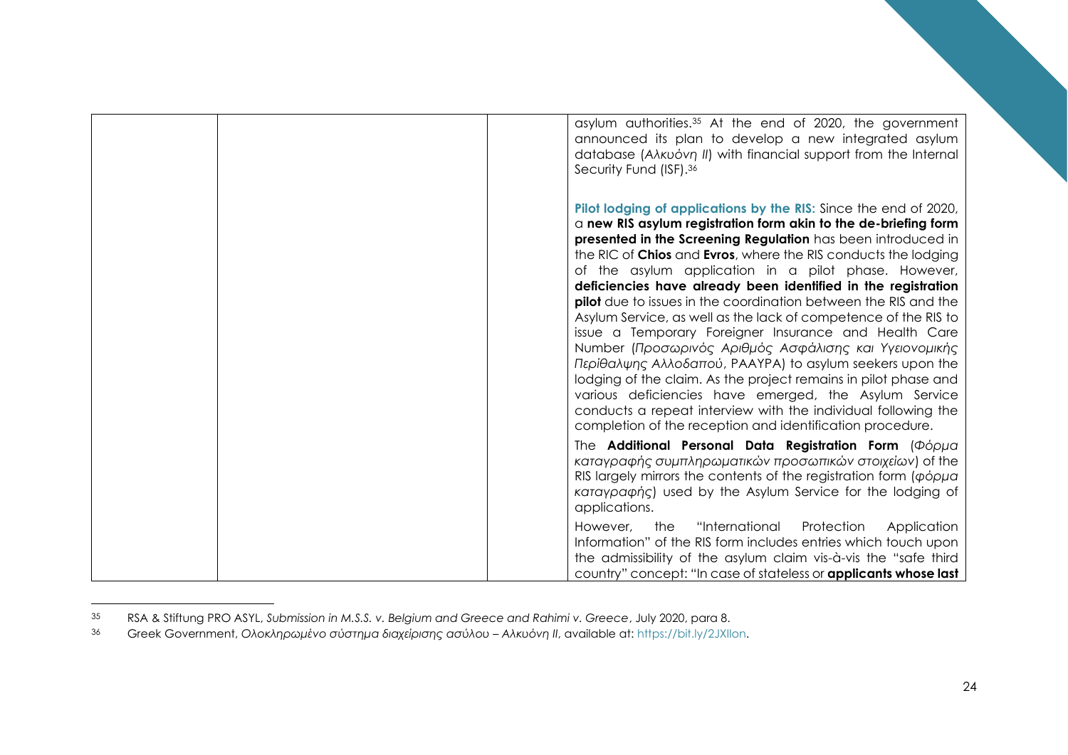| | | | asylum authorities.[35] At the end of 2020, the government announced its plan to develop a new integrated asylum database (*Αλκυόνη ΙΙ*) with financial support from the Internal Security Fund (ISF).[36]<br><br>**Pilot lodging of applications by the RIS:** Since the end of 2020, a **new RIS asylum registration form akin to the de-briefing form presented in the Screening Regulation** has been introduced in the RIC of **Chios** and **Evros**, where the RIS conducts the lodging of the asylum application in a pilot phase. However, **deficiencies have already been identified in the registration pilot** due to issues in the coordination between the RIS and the Asylum Service, as well as the lack of competence of the RIS to issue a Temporary Foreigner Insurance and Health Care Number (*Προσωρινός Αριθμός Ασφάλισης και Υγειονομικής Περίθαλψης Αλλοδαπού*, PAAYPA) to asylum seekers upon the lodging of the claim. As the project remains in pilot phase and various deficiencies have emerged, the Asylum Service conducts a repeat interview with the individual following the completion of the reception and identification procedure.<br><br>The **Additional Personal Data Registration Form** (*Φόρμα καταγραφής συμπληρωματικών προσωπικών στοιχείων*) of the RIS largely mirrors the contents of the registration form (*φόρμα καταγραφής*) used by the Asylum Service for the lodging of applications.<br><br>However, the "International Protection Application Information" of the RIS form includes entries which touch upon the admissibility of the asylum claim vis-à-vis the "safe third country" concept: "In case of stateless or **applicants whose last** |
|---|---|---|---|

[35] RSA & Stiftung PRO ASYL, *Submission in M.S.S. v. Belgium and Greece and Rahimi v. Greece*, July 2020, para 8.

[36] Greek Government, *Ολοκληρωμένο σύστημα διαχείρισης ασύλου – Αλκυόνη ΙΙ*, available at: https://bit.ly/2JXlIon.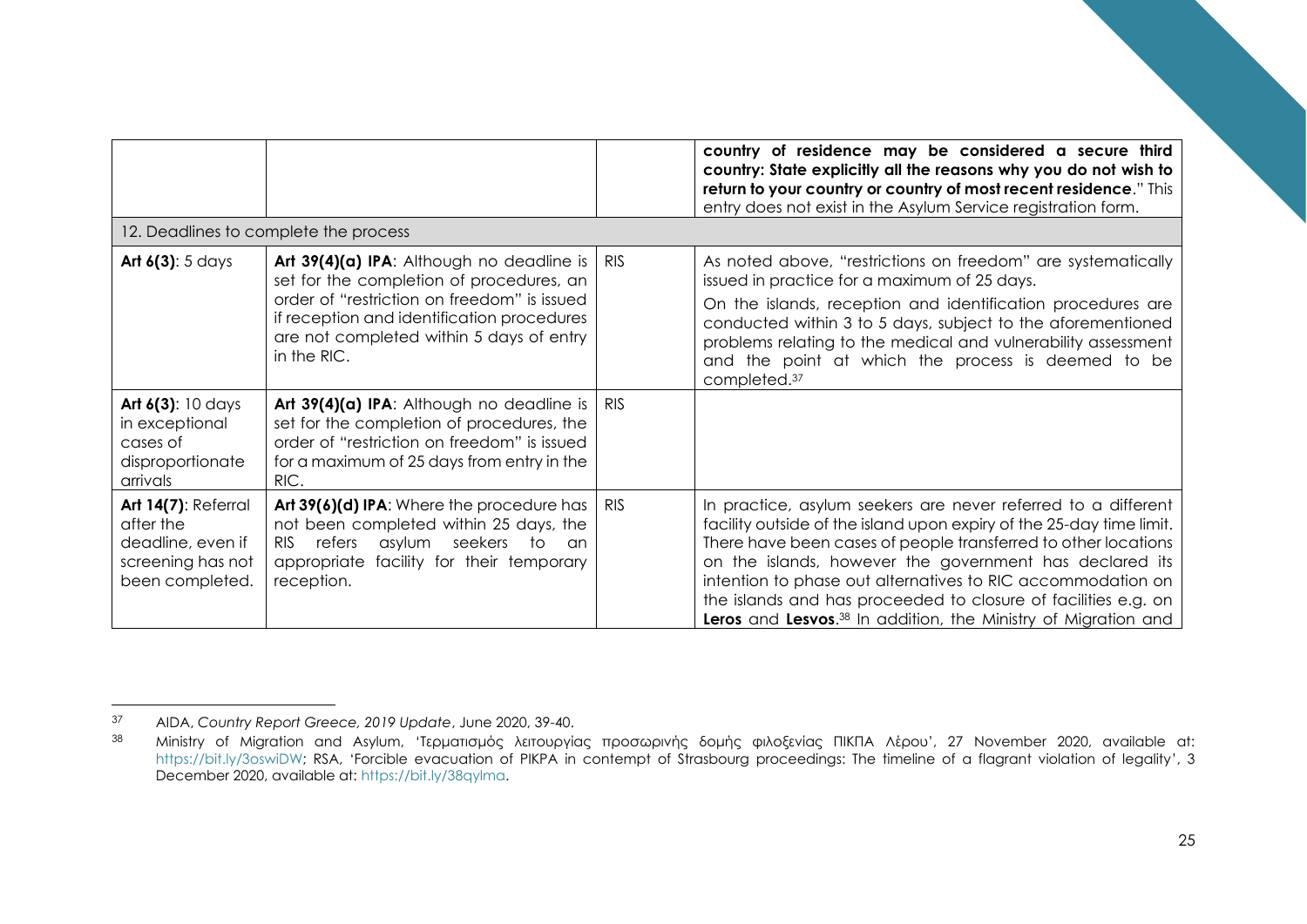| | | | |
|---|---|---|---|
| | | | **country of residence may be considered a secure third country: State explicitly all the reasons why you do not wish to return to your country or country of most recent residence**." This entry does not exist in the Asylum Service registration form. |
| 12. Deadlines to complete the process | | | |
| **Art 6(3)**: 5 days | **Art 39(4)(a) IPA**: Although no deadline is set for the completion of procedures, an order of "restriction on freedom" is issued if reception and identification procedures are not completed within 5 days of entry in the RIC. | RIS | As noted above, "restrictions on freedom" are systematically issued in practice for a maximum of 25 days. On the islands, reception and identification procedures are conducted within 3 to 5 days, subject to the aforementioned problems relating to the medical and vulnerability assessment and the point at which the process is deemed to be completed.[37] |
| **Art 6(3)**: 10 days in exceptional cases of disproportionate arrivals | **Art 39(4)(a) IPA**: Although no deadline is set for the completion of procedures, the order of "restriction on freedom" is issued for a maximum of 25 days from entry in the RIC. | RIS | |
| **Art 14(7)**: Referral after the deadline, even if screening has not been completed. | **Art 39(6)(d) IPA**: Where the procedure has not been completed within 25 days, the RIS refers asylum seekers to an appropriate facility for their temporary reception. | RIS | In practice, asylum seekers are never referred to a different facility outside of the island upon expiry of the 25-day time limit. There have been cases of people transferred to other locations on the islands, however the government has declared its intention to phase out alternatives to RIC accommodation on the islands and has proceeded to closure of facilities e.g. on **Leros** and **Lesvos**.[38] In addition, the Ministry of Migration and |

[37] AIDA, *Country Report Greece, 2019 Update*, June 2020, 39-40.

[38] Ministry of Migration and Asylum, 'Τερματισμός λειτουργίας προσωρινής δομής φιλοξενίας ΠΙΚΠΑ Λέρου', 27 November 2020, available at: https://bit.ly/3oswiDW; RSA, 'Forcible evacuation of PIKPA in contempt of Strasbourg proceedings: The timeline of a flagrant violation of legality', 3 December 2020, available at: https://bit.ly/38qylma.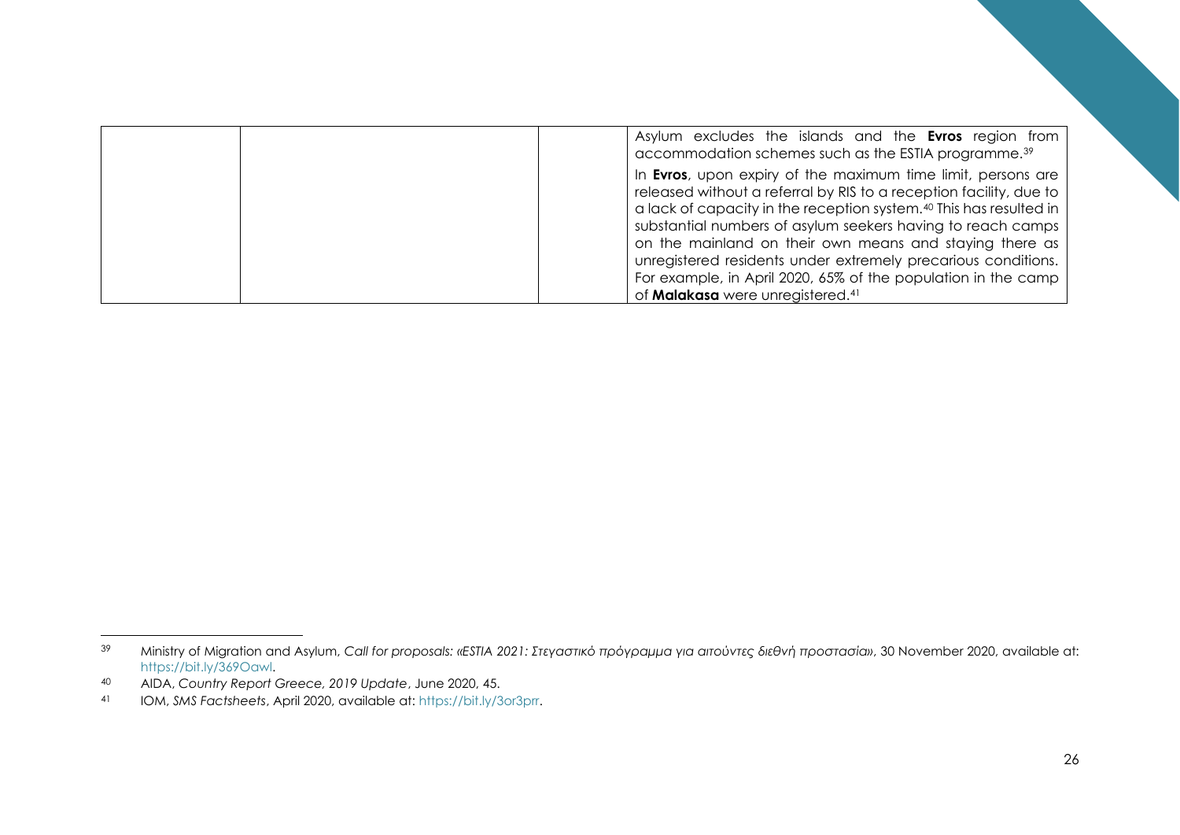| | | | |
|---|---|---|---|
| | | | Asylum excludes the islands and the **Evros** region from accommodation schemes such as the ESTIA programme.[39]<br><br>In **Evros**, upon expiry of the maximum time limit, persons are released without a referral by RIS to a reception facility, due to a lack of capacity in the reception system.[40] This has resulted in substantial numbers of asylum seekers having to reach camps on the mainland on their own means and staying there as unregistered residents under extremely precarious conditions. For example, in April 2020, 65% of the population in the camp of **Malakasa** were unregistered.[41] |

---

[39] Ministry of Migration and Asylum, *Call for proposals: «ESTIA 2021: Στεγαστικό πρόγραμμα για αιτούντες διεθνή προστασία»*, 30 November 2020, available at: https://bit.ly/369Oawl.

[40] AIDA, *Country Report Greece, 2019 Update*, June 2020, 45.

[41] IOM, *SMS Factsheets*, April 2020, available at: https://bit.ly/3or3prr.